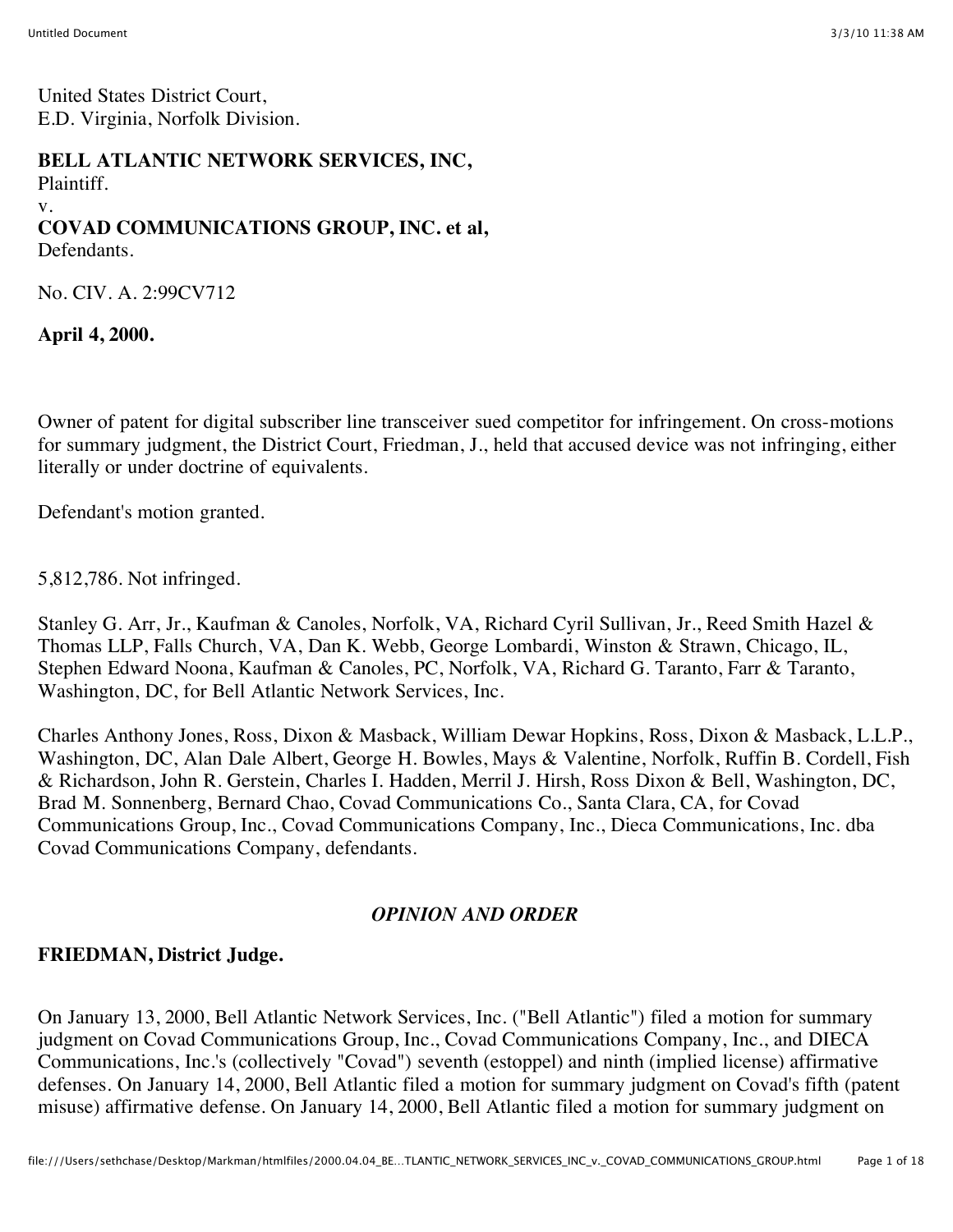United States District Court,
E.D. Virginia, Norfolk Division.

**BELL ATLANTIC NETWORK SERVICES, INC,**
Plaintiff.
v.
**COVAD COMMUNICATIONS GROUP, INC. et al,**
Defendants.

No. CIV. A. 2:99CV712

**April 4, 2000.**

Owner of patent for digital subscriber line transceiver sued competitor for infringement. On cross-motions for summary judgment, the District Court, Friedman, J., held that accused device was not infringing, either literally or under doctrine of equivalents.

Defendant's motion granted.

5,812,786. Not infringed.

Stanley G. Arr, Jr., Kaufman & Canoles, Norfolk, VA, Richard Cyril Sullivan, Jr., Reed Smith Hazel & Thomas LLP, Falls Church, VA, Dan K. Webb, George Lombardi, Winston & Strawn, Chicago, IL, Stephen Edward Noona, Kaufman & Canoles, PC, Norfolk, VA, Richard G. Taranto, Farr & Taranto, Washington, DC, for Bell Atlantic Network Services, Inc.

Charles Anthony Jones, Ross, Dixon & Masback, William Dewar Hopkins, Ross, Dixon & Masback, L.L.P., Washington, DC, Alan Dale Albert, George H. Bowles, Mays & Valentine, Norfolk, Ruffin B. Cordell, Fish & Richardson, John R. Gerstein, Charles I. Hadden, Merril J. Hirsh, Ross Dixon & Bell, Washington, DC, Brad M. Sonnenberg, Bernard Chao, Covad Communications Co., Santa Clara, CA, for Covad Communications Group, Inc., Covad Communications Company, Inc., Dieca Communications, Inc. dba Covad Communications Company, defendants.

## *OPINION AND ORDER*

**FRIEDMAN, District Judge.**

On January 13, 2000, Bell Atlantic Network Services, Inc. ("Bell Atlantic") filed a motion for summary judgment on Covad Communications Group, Inc., Covad Communications Company, Inc., and DIECA Communications, Inc.'s (collectively "Covad") seventh (estoppel) and ninth (implied license) affirmative defenses. On January 14, 2000, Bell Atlantic filed a motion for summary judgment on Covad's fifth (patent misuse) affirmative defense. On January 14, 2000, Bell Atlantic filed a motion for summary judgment on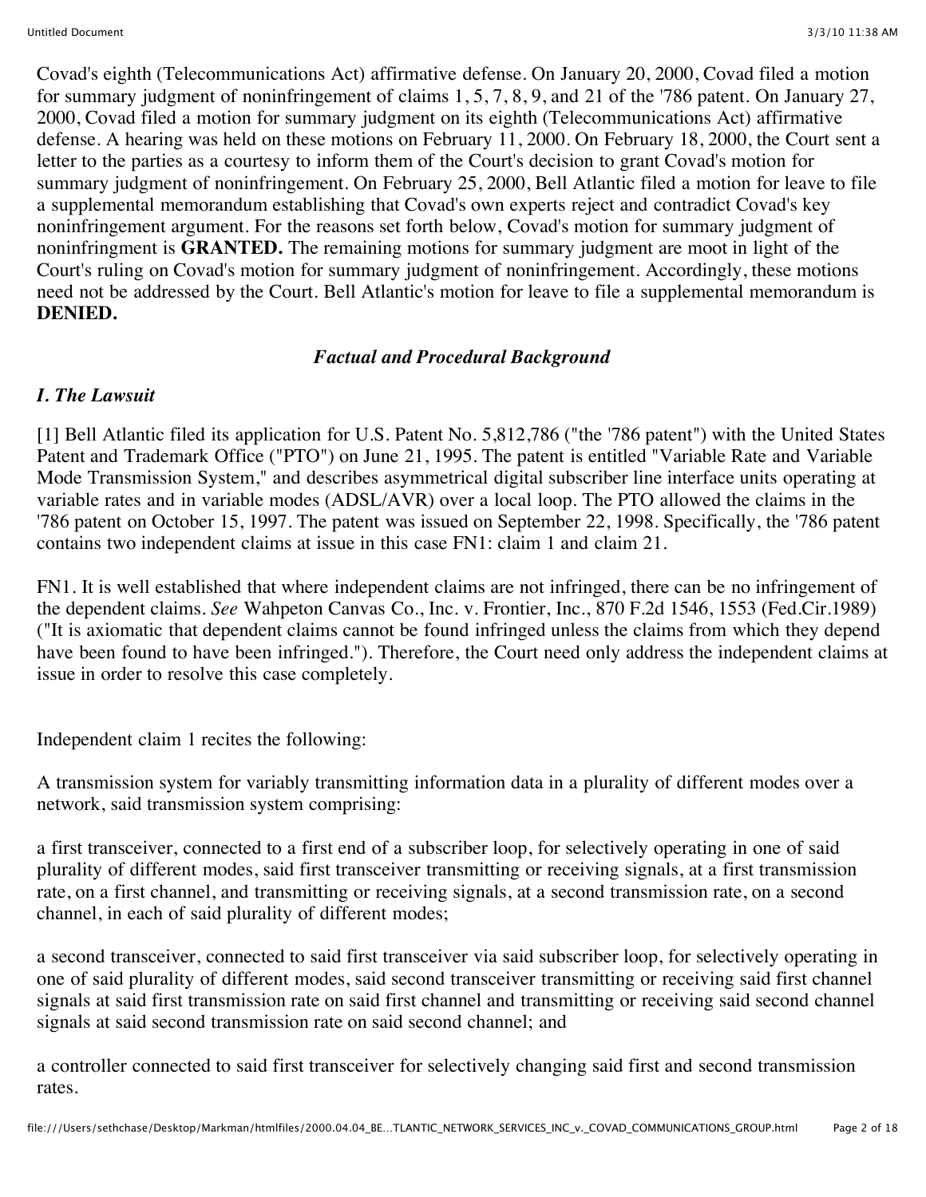Covad's eighth (Telecommunications Act) affirmative defense. On January 20, 2000, Covad filed a motion for summary judgment of noninfringement of claims 1, 5, 7, 8, 9, and 21 of the '786 patent. On January 27, 2000, Covad filed a motion for summary judgment on its eighth (Telecommunications Act) affirmative defense. A hearing was held on these motions on February 11, 2000. On February 18, 2000, the Court sent a letter to the parties as a courtesy to inform them of the Court's decision to grant Covad's motion for summary judgment of noninfringement. On February 25, 2000, Bell Atlantic filed a motion for leave to file a supplemental memorandum establishing that Covad's own experts reject and contradict Covad's key noninfringement argument. For the reasons set forth below, Covad's motion for summary judgment of noninfringment is **GRANTED.** The remaining motions for summary judgment are moot in light of the Court's ruling on Covad's motion for summary judgment of noninfringement. Accordingly, these motions need not be addressed by the Court. Bell Atlantic's motion for leave to file a supplemental memorandum is **DENIED.**

## *Factual and Procedural Background*

### *I. The Lawsuit*

[1] Bell Atlantic filed its application for U.S. Patent No. 5,812,786 ("the '786 patent") with the United States Patent and Trademark Office ("PTO") on June 21, 1995. The patent is entitled "Variable Rate and Variable Mode Transmission System," and describes asymmetrical digital subscriber line interface units operating at variable rates and in variable modes (ADSL/AVR) over a local loop. The PTO allowed the claims in the '786 patent on October 15, 1997. The patent was issued on September 22, 1998. Specifically, the '786 patent contains two independent claims at issue in this case FN1: claim 1 and claim 21.

FN1. It is well established that where independent claims are not infringed, there can be no infringement of the dependent claims. *See* Wahpeton Canvas Co., Inc. v. Frontier, Inc., 870 F.2d 1546, 1553 (Fed.Cir.1989) ("It is axiomatic that dependent claims cannot be found infringed unless the claims from which they depend have been found to have been infringed."). Therefore, the Court need only address the independent claims at issue in order to resolve this case completely.

Independent claim 1 recites the following:

A transmission system for variably transmitting information data in a plurality of different modes over a network, said transmission system comprising:

a first transceiver, connected to a first end of a subscriber loop, for selectively operating in one of said plurality of different modes, said first transceiver transmitting or receiving signals, at a first transmission rate, on a first channel, and transmitting or receiving signals, at a second transmission rate, on a second channel, in each of said plurality of different modes;

a second transceiver, connected to said first transceiver via said subscriber loop, for selectively operating in one of said plurality of different modes, said second transceiver transmitting or receiving said first channel signals at said first transmission rate on said first channel and transmitting or receiving said second channel signals at said second transmission rate on said second channel; and

a controller connected to said first transceiver for selectively changing said first and second transmission rates.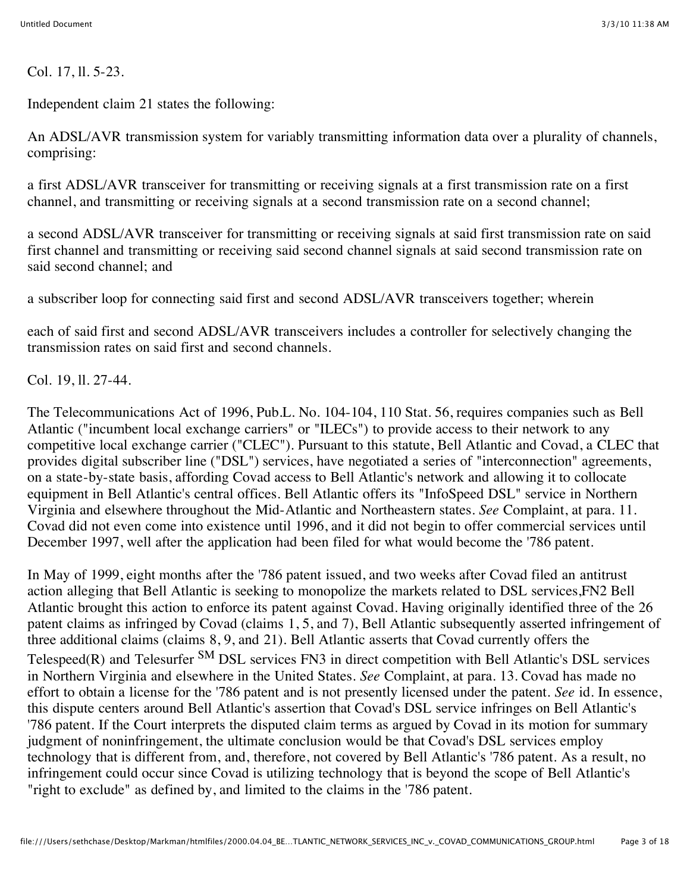Col. 17, ll. 5-23.

Independent claim 21 states the following:

An ADSL/AVR transmission system for variably transmitting information data over a plurality of channels, comprising:

a first ADSL/AVR transceiver for transmitting or receiving signals at a first transmission rate on a first channel, and transmitting or receiving signals at a second transmission rate on a second channel;

a second ADSL/AVR transceiver for transmitting or receiving signals at said first transmission rate on said first channel and transmitting or receiving said second channel signals at said second transmission rate on said second channel; and

a subscriber loop for connecting said first and second ADSL/AVR transceivers together; wherein

each of said first and second ADSL/AVR transceivers includes a controller for selectively changing the transmission rates on said first and second channels.

Col. 19, ll. 27-44.

The Telecommunications Act of 1996, Pub.L. No. 104-104, 110 Stat. 56, requires companies such as Bell Atlantic ("incumbent local exchange carriers" or "ILECs") to provide access to their network to any competitive local exchange carrier ("CLEC"). Pursuant to this statute, Bell Atlantic and Covad, a CLEC that provides digital subscriber line ("DSL") services, have negotiated a series of "interconnection" agreements, on a state-by-state basis, affording Covad access to Bell Atlantic's network and allowing it to collocate equipment in Bell Atlantic's central offices. Bell Atlantic offers its "InfoSpeed DSL" service in Northern Virginia and elsewhere throughout the Mid-Atlantic and Northeastern states. *See* Complaint, at para. 11. Covad did not even come into existence until 1996, and it did not begin to offer commercial services until December 1997, well after the application had been filed for what would become the '786 patent.

In May of 1999, eight months after the '786 patent issued, and two weeks after Covad filed an antitrust action alleging that Bell Atlantic is seeking to monopolize the markets related to DSL services,FN2 Bell Atlantic brought this action to enforce its patent against Covad. Having originally identified three of the 26 patent claims as infringed by Covad (claims 1, 5, and 7), Bell Atlantic subsequently asserted infringement of three additional claims (claims 8, 9, and 21). Bell Atlantic asserts that Covad currently offers the Telespeed(R) and Telesurfer [SM] DSL services FN3 in direct competition with Bell Atlantic's DSL services in Northern Virginia and elsewhere in the United States. *See* Complaint, at para. 13. Covad has made no effort to obtain a license for the '786 patent and is not presently licensed under the patent. *See* id. In essence, this dispute centers around Bell Atlantic's assertion that Covad's DSL service infringes on Bell Atlantic's '786 patent. If the Court interprets the disputed claim terms as argued by Covad in its motion for summary judgment of noninfringement, the ultimate conclusion would be that Covad's DSL services employ technology that is different from, and, therefore, not covered by Bell Atlantic's '786 patent. As a result, no infringement could occur since Covad is utilizing technology that is beyond the scope of Bell Atlantic's "right to exclude" as defined by, and limited to the claims in the '786 patent.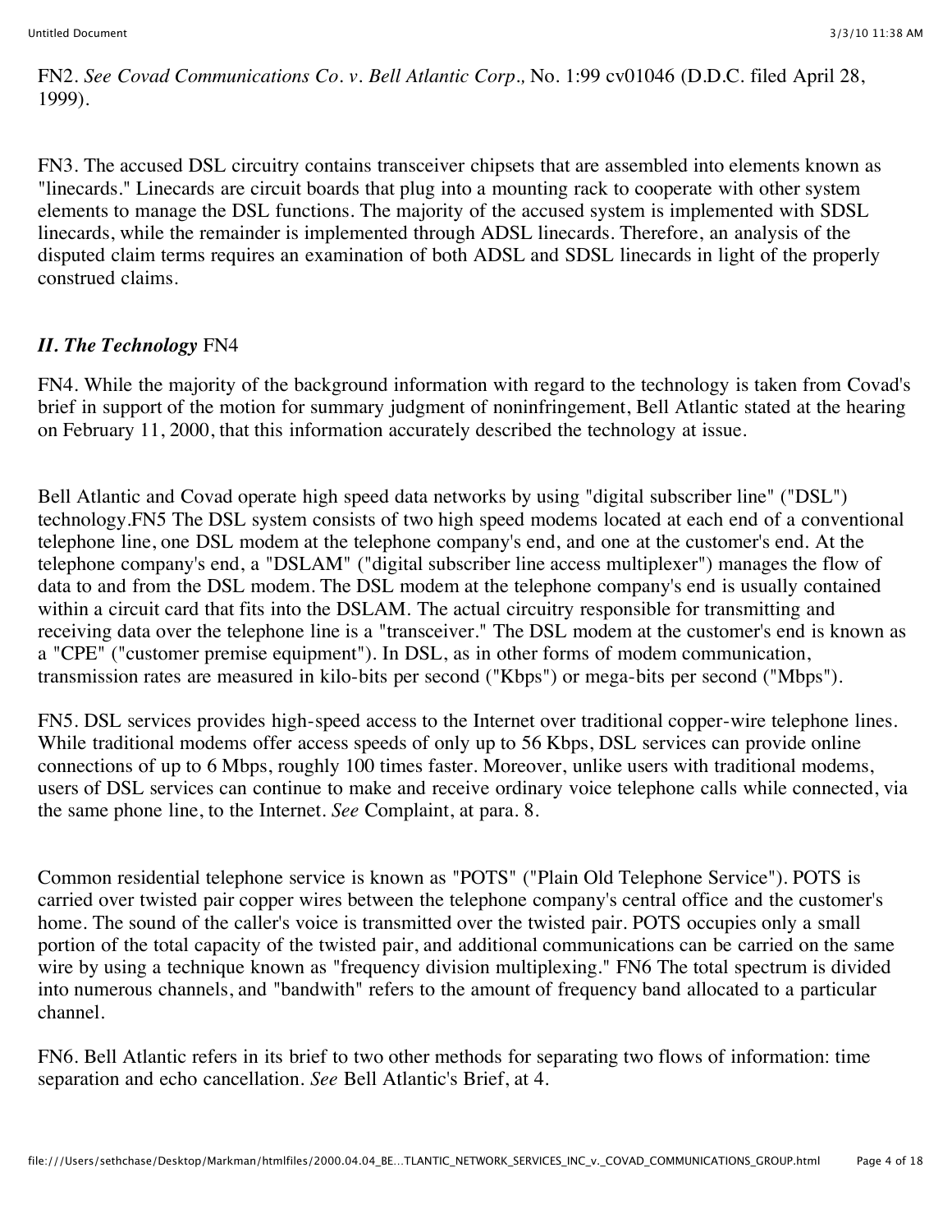FN2. *See Covad Communications Co. v. Bell Atlantic Corp.,* No. 1:99 cv01046 (D.D.C. filed April 28, 1999).

FN3. The accused DSL circuitry contains transceiver chipsets that are assembled into elements known as "linecards." Linecards are circuit boards that plug into a mounting rack to cooperate with other system elements to manage the DSL functions. The majority of the accused system is implemented with SDSL linecards, while the remainder is implemented through ADSL linecards. Therefore, an analysis of the disputed claim terms requires an examination of both ADSL and SDSL linecards in light of the properly construed claims.

## *II. The Technology* FN4

FN4. While the majority of the background information with regard to the technology is taken from Covad's brief in support of the motion for summary judgment of noninfringement, Bell Atlantic stated at the hearing on February 11, 2000, that this information accurately described the technology at issue.

Bell Atlantic and Covad operate high speed data networks by using "digital subscriber line" ("DSL") technology.FN5 The DSL system consists of two high speed modems located at each end of a conventional telephone line, one DSL modem at the telephone company's end, and one at the customer's end. At the telephone company's end, a "DSLAM" ("digital subscriber line access multiplexer") manages the flow of data to and from the DSL modem. The DSL modem at the telephone company's end is usually contained within a circuit card that fits into the DSLAM. The actual circuitry responsible for transmitting and receiving data over the telephone line is a "transceiver." The DSL modem at the customer's end is known as a "CPE" ("customer premise equipment"). In DSL, as in other forms of modem communication, transmission rates are measured in kilo-bits per second ("Kbps") or mega-bits per second ("Mbps").

FN5. DSL services provides high-speed access to the Internet over traditional copper-wire telephone lines. While traditional modems offer access speeds of only up to 56 Kbps, DSL services can provide online connections of up to 6 Mbps, roughly 100 times faster. Moreover, unlike users with traditional modems, users of DSL services can continue to make and receive ordinary voice telephone calls while connected, via the same phone line, to the Internet. *See* Complaint, at para. 8.

Common residential telephone service is known as "POTS" ("Plain Old Telephone Service"). POTS is carried over twisted pair copper wires between the telephone company's central office and the customer's home. The sound of the caller's voice is transmitted over the twisted pair. POTS occupies only a small portion of the total capacity of the twisted pair, and additional communications can be carried on the same wire by using a technique known as "frequency division multiplexing." FN6 The total spectrum is divided into numerous channels, and "bandwith" refers to the amount of frequency band allocated to a particular channel.

FN6. Bell Atlantic refers in its brief to two other methods for separating two flows of information: time separation and echo cancellation. *See* Bell Atlantic's Brief, at 4.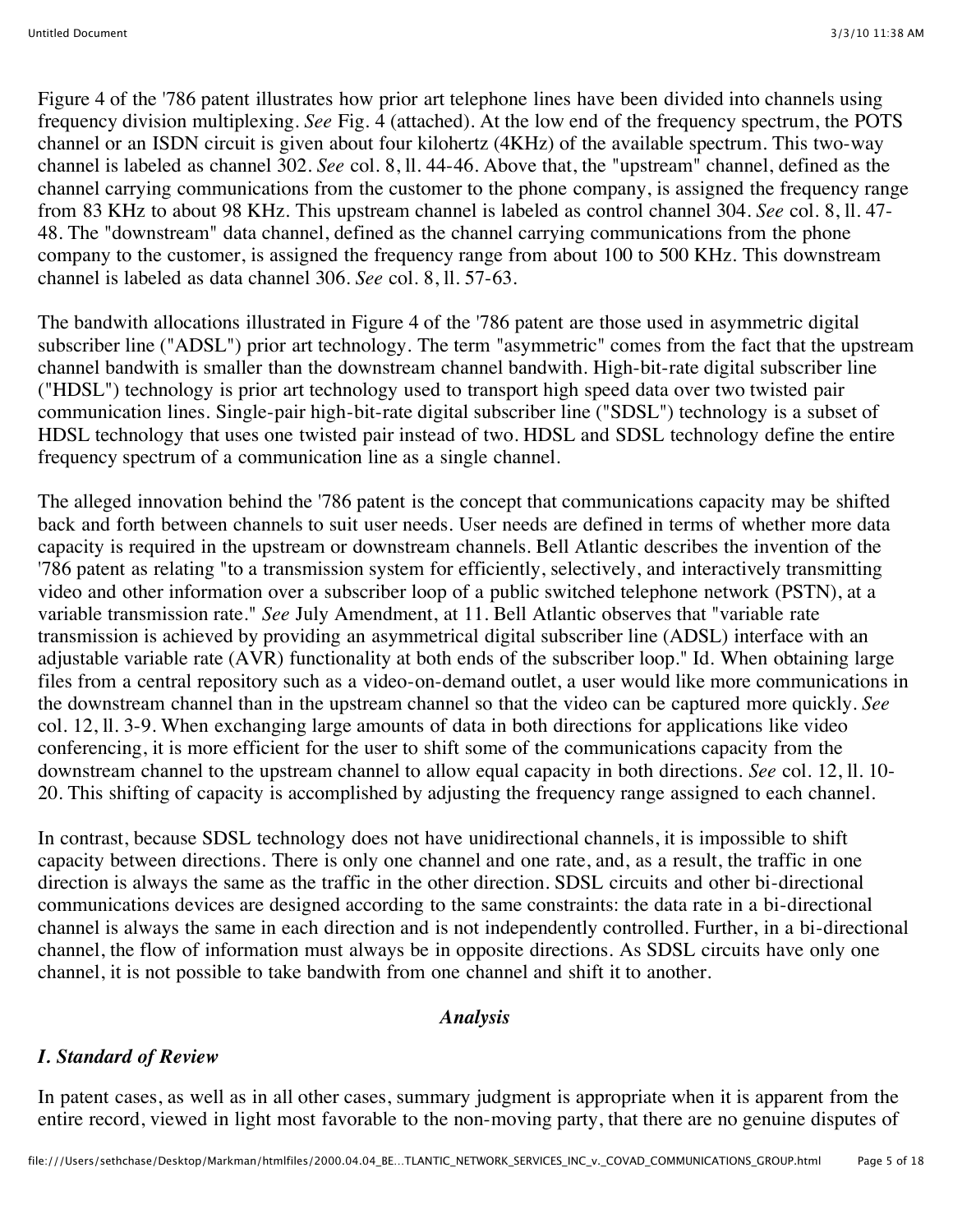Figure 4 of the '786 patent illustrates how prior art telephone lines have been divided into channels using frequency division multiplexing. *See* Fig. 4 (attached). At the low end of the frequency spectrum, the POTS channel or an ISDN circuit is given about four kilohertz (4KHz) of the available spectrum. This two-way channel is labeled as channel 302. *See* col. 8, ll. 44-46. Above that, the "upstream" channel, defined as the channel carrying communications from the customer to the phone company, is assigned the frequency range from 83 KHz to about 98 KHz. This upstream channel is labeled as control channel 304. *See* col. 8, ll. 47-48. The "downstream" data channel, defined as the channel carrying communications from the phone company to the customer, is assigned the frequency range from about 100 to 500 KHz. This downstream channel is labeled as data channel 306. *See* col. 8, ll. 57-63.

The bandwith allocations illustrated in Figure 4 of the '786 patent are those used in asymmetric digital subscriber line ("ADSL") prior art technology. The term "asymmetric" comes from the fact that the upstream channel bandwith is smaller than the downstream channel bandwith. High-bit-rate digital subscriber line ("HDSL") technology is prior art technology used to transport high speed data over two twisted pair communication lines. Single-pair high-bit-rate digital subscriber line ("SDSL") technology is a subset of HDSL technology that uses one twisted pair instead of two. HDSL and SDSL technology define the entire frequency spectrum of a communication line as a single channel.

The alleged innovation behind the '786 patent is the concept that communications capacity may be shifted back and forth between channels to suit user needs. User needs are defined in terms of whether more data capacity is required in the upstream or downstream channels. Bell Atlantic describes the invention of the '786 patent as relating "to a transmission system for efficiently, selectively, and interactively transmitting video and other information over a subscriber loop of a public switched telephone network (PSTN), at a variable transmission rate." *See* July Amendment, at 11. Bell Atlantic observes that "variable rate transmission is achieved by providing an asymmetrical digital subscriber line (ADSL) interface with an adjustable variable rate (AVR) functionality at both ends of the subscriber loop." Id. When obtaining large files from a central repository such as a video-on-demand outlet, a user would like more communications in the downstream channel than in the upstream channel so that the video can be captured more quickly. *See* col. 12, ll. 3-9. When exchanging large amounts of data in both directions for applications like video conferencing, it is more efficient for the user to shift some of the communications capacity from the downstream channel to the upstream channel to allow equal capacity in both directions. *See* col. 12, ll. 10-20. This shifting of capacity is accomplished by adjusting the frequency range assigned to each channel.

In contrast, because SDSL technology does not have unidirectional channels, it is impossible to shift capacity between directions. There is only one channel and one rate, and, as a result, the traffic in one direction is always the same as the traffic in the other direction. SDSL circuits and other bi-directional communications devices are designed according to the same constraints: the data rate in a bi-directional channel is always the same in each direction and is not independently controlled. Further, in a bi-directional channel, the flow of information must always be in opposite directions. As SDSL circuits have only one channel, it is not possible to take bandwith from one channel and shift it to another.

## *Analysis*

### *I. Standard of Review*

In patent cases, as well as in all other cases, summary judgment is appropriate when it is apparent from the entire record, viewed in light most favorable to the non-moving party, that there are no genuine disputes of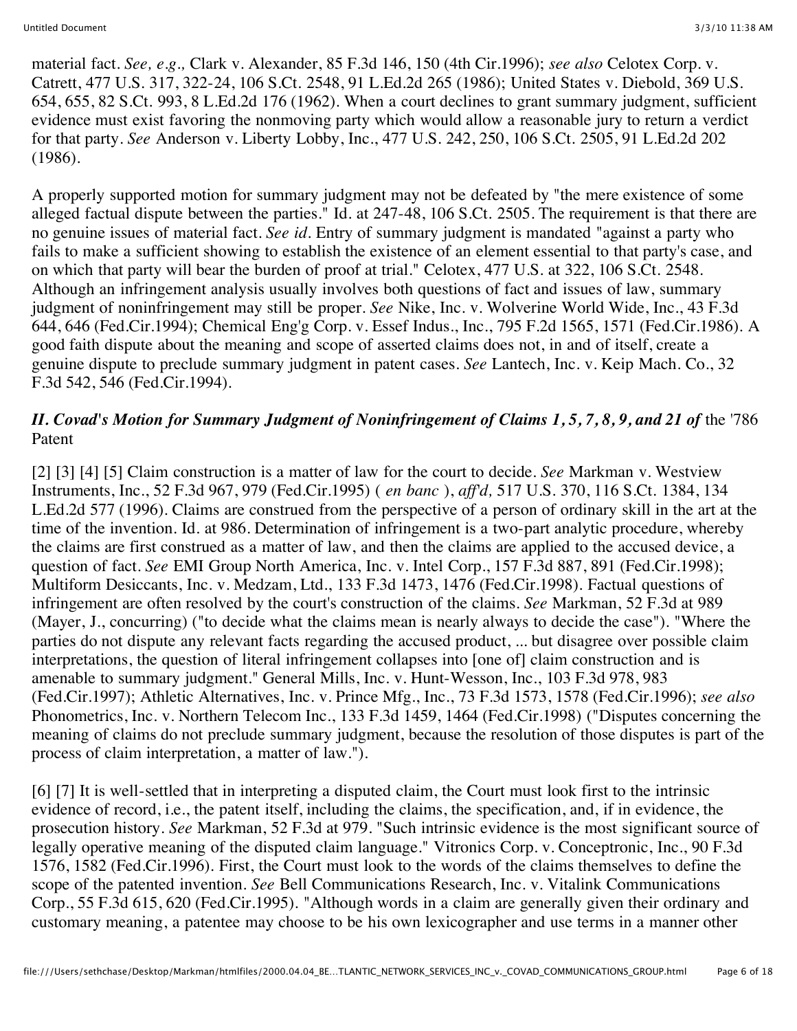material fact. *See, e.g.,* Clark v. Alexander, 85 F.3d 146, 150 (4th Cir.1996); *see also* Celotex Corp. v. Catrett, 477 U.S. 317, 322-24, 106 S.Ct. 2548, 91 L.Ed.2d 265 (1986); United States v. Diebold, 369 U.S. 654, 655, 82 S.Ct. 993, 8 L.Ed.2d 176 (1962). When a court declines to grant summary judgment, sufficient evidence must exist favoring the nonmoving party which would allow a reasonable jury to return a verdict for that party. *See* Anderson v. Liberty Lobby, Inc., 477 U.S. 242, 250, 106 S.Ct. 2505, 91 L.Ed.2d 202 (1986).

A properly supported motion for summary judgment may not be defeated by "the mere existence of some alleged factual dispute between the parties." Id. at 247-48, 106 S.Ct. 2505. The requirement is that there are no genuine issues of material fact. *See id*. Entry of summary judgment is mandated "against a party who fails to make a sufficient showing to establish the existence of an element essential to that party's case, and on which that party will bear the burden of proof at trial." Celotex, 477 U.S. at 322, 106 S.Ct. 2548. Although an infringement analysis usually involves both questions of fact and issues of law, summary judgment of noninfringement may still be proper. *See* Nike, Inc. v. Wolverine World Wide, Inc., 43 F.3d 644, 646 (Fed.Cir.1994); Chemical Eng'g Corp. v. Essef Indus., Inc., 795 F.2d 1565, 1571 (Fed.Cir.1986). A good faith dispute about the meaning and scope of asserted claims does not, in and of itself, create a genuine dispute to preclude summary judgment in patent cases. *See* Lantech, Inc. v. Keip Mach. Co., 32 F.3d 542, 546 (Fed.Cir.1994).

***II. Covad's Motion for Summary Judgment of Noninfringement of Claims 1, 5, 7, 8, 9, and 21 of*** the '786 Patent

[2] [3] [4] [5] Claim construction is a matter of law for the court to decide. *See* Markman v. Westview Instruments, Inc., 52 F.3d 967, 979 (Fed.Cir.1995) ( *en banc* ), *aff'd,* 517 U.S. 370, 116 S.Ct. 1384, 134 L.Ed.2d 577 (1996). Claims are construed from the perspective of a person of ordinary skill in the art at the time of the invention. Id. at 986. Determination of infringement is a two-part analytic procedure, whereby the claims are first construed as a matter of law, and then the claims are applied to the accused device, a question of fact. *See* EMI Group North America, Inc. v. Intel Corp., 157 F.3d 887, 891 (Fed.Cir.1998); Multiform Desiccants, Inc. v. Medzam, Ltd., 133 F.3d 1473, 1476 (Fed.Cir.1998). Factual questions of infringement are often resolved by the court's construction of the claims. *See* Markman, 52 F.3d at 989 (Mayer, J., concurring) ("to decide what the claims mean is nearly always to decide the case"). "Where the parties do not dispute any relevant facts regarding the accused product, ... but disagree over possible claim interpretations, the question of literal infringement collapses into [one of] claim construction and is amenable to summary judgment." General Mills, Inc. v. Hunt-Wesson, Inc., 103 F.3d 978, 983 (Fed.Cir.1997); Athletic Alternatives, Inc. v. Prince Mfg., Inc., 73 F.3d 1573, 1578 (Fed.Cir.1996); *see also* Phonometrics, Inc. v. Northern Telecom Inc., 133 F.3d 1459, 1464 (Fed.Cir.1998) ("Disputes concerning the meaning of claims do not preclude summary judgment, because the resolution of those disputes is part of the process of claim interpretation, a matter of law.").

[6] [7] It is well-settled that in interpreting a disputed claim, the Court must look first to the intrinsic evidence of record, i.e., the patent itself, including the claims, the specification, and, if in evidence, the prosecution history. *See* Markman, 52 F.3d at 979. "Such intrinsic evidence is the most significant source of legally operative meaning of the disputed claim language." Vitronics Corp. v. Conceptronic, Inc., 90 F.3d 1576, 1582 (Fed.Cir.1996). First, the Court must look to the words of the claims themselves to define the scope of the patented invention. *See* Bell Communications Research, Inc. v. Vitalink Communications Corp., 55 F.3d 615, 620 (Fed.Cir.1995). "Although words in a claim are generally given their ordinary and customary meaning, a patentee may choose to be his own lexicographer and use terms in a manner other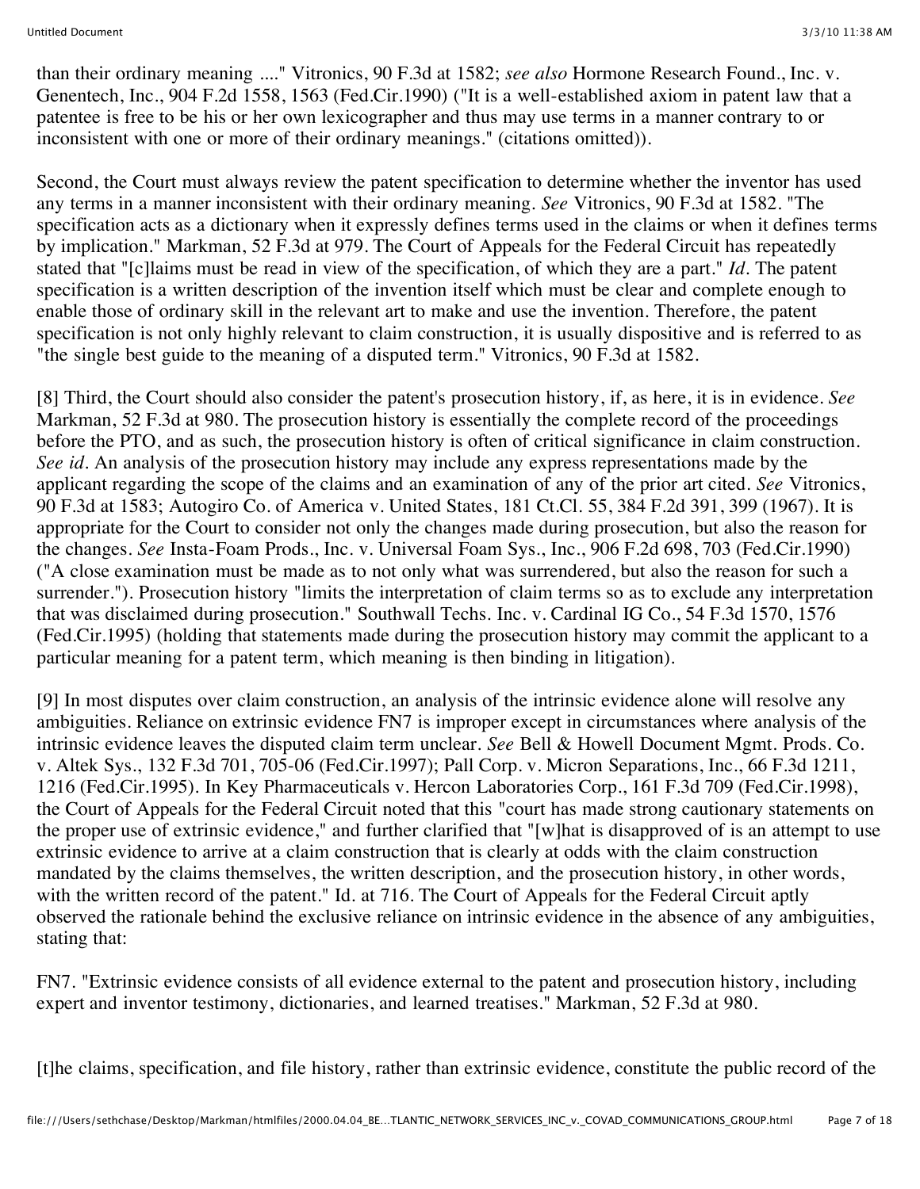than their ordinary meaning ...." Vitronics, 90 F.3d at 1582; *see also* Hormone Research Found., Inc. v. Genentech, Inc., 904 F.2d 1558, 1563 (Fed.Cir.1990) ("It is a well-established axiom in patent law that a patentee is free to be his or her own lexicographer and thus may use terms in a manner contrary to or inconsistent with one or more of their ordinary meanings." (citations omitted)).

Second, the Court must always review the patent specification to determine whether the inventor has used any terms in a manner inconsistent with their ordinary meaning. *See* Vitronics, 90 F.3d at 1582. "The specification acts as a dictionary when it expressly defines terms used in the claims or when it defines terms by implication." Markman, 52 F.3d at 979. The Court of Appeals for the Federal Circuit has repeatedly stated that "[c]laims must be read in view of the specification, of which they are a part." *Id.* The patent specification is a written description of the invention itself which must be clear and complete enough to enable those of ordinary skill in the relevant art to make and use the invention. Therefore, the patent specification is not only highly relevant to claim construction, it is usually dispositive and is referred to as "the single best guide to the meaning of a disputed term." Vitronics, 90 F.3d at 1582.

[8] Third, the Court should also consider the patent's prosecution history, if, as here, it is in evidence. *See* Markman, 52 F.3d at 980. The prosecution history is essentially the complete record of the proceedings before the PTO, and as such, the prosecution history is often of critical significance in claim construction. *See id.* An analysis of the prosecution history may include any express representations made by the applicant regarding the scope of the claims and an examination of any of the prior art cited. *See* Vitronics, 90 F.3d at 1583; Autogiro Co. of America v. United States, 181 Ct.Cl. 55, 384 F.2d 391, 399 (1967). It is appropriate for the Court to consider not only the changes made during prosecution, but also the reason for the changes. *See* Insta-Foam Prods., Inc. v. Universal Foam Sys., Inc., 906 F.2d 698, 703 (Fed.Cir.1990) ("A close examination must be made as to not only what was surrendered, but also the reason for such a surrender."). Prosecution history "limits the interpretation of claim terms so as to exclude any interpretation that was disclaimed during prosecution." Southwall Techs. Inc. v. Cardinal IG Co., 54 F.3d 1570, 1576 (Fed.Cir.1995) (holding that statements made during the prosecution history may commit the applicant to a particular meaning for a patent term, which meaning is then binding in litigation).

[9] In most disputes over claim construction, an analysis of the intrinsic evidence alone will resolve any ambiguities. Reliance on extrinsic evidence FN7 is improper except in circumstances where analysis of the intrinsic evidence leaves the disputed claim term unclear. *See* Bell & Howell Document Mgmt. Prods. Co. v. Altek Sys., 132 F.3d 701, 705-06 (Fed.Cir.1997); Pall Corp. v. Micron Separations, Inc., 66 F.3d 1211, 1216 (Fed.Cir.1995). In Key Pharmaceuticals v. Hercon Laboratories Corp., 161 F.3d 709 (Fed.Cir.1998), the Court of Appeals for the Federal Circuit noted that this "court has made strong cautionary statements on the proper use of extrinsic evidence," and further clarified that "[w]hat is disapproved of is an attempt to use extrinsic evidence to arrive at a claim construction that is clearly at odds with the claim construction mandated by the claims themselves, the written description, and the prosecution history, in other words, with the written record of the patent." Id. at 716. The Court of Appeals for the Federal Circuit aptly observed the rationale behind the exclusive reliance on intrinsic evidence in the absence of any ambiguities, stating that:

FN7. "Extrinsic evidence consists of all evidence external to the patent and prosecution history, including expert and inventor testimony, dictionaries, and learned treatises." Markman, 52 F.3d at 980.

[t]he claims, specification, and file history, rather than extrinsic evidence, constitute the public record of the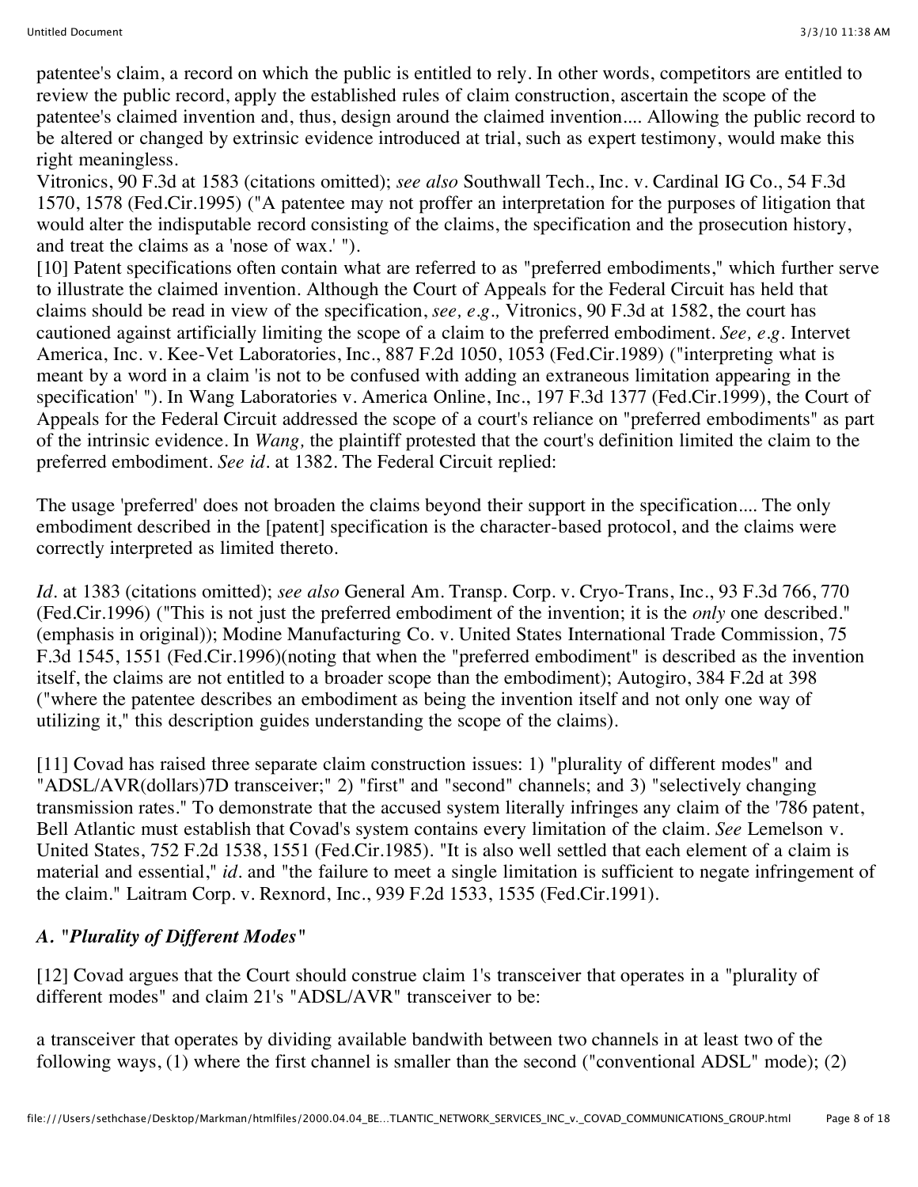patentee's claim, a record on which the public is entitled to rely. In other words, competitors are entitled to review the public record, apply the established rules of claim construction, ascertain the scope of the patentee's claimed invention and, thus, design around the claimed invention.... Allowing the public record to be altered or changed by extrinsic evidence introduced at trial, such as expert testimony, would make this right meaningless.

Vitronics, 90 F.3d at 1583 (citations omitted); *see also* Southwall Tech., Inc. v. Cardinal IG Co., 54 F.3d 1570, 1578 (Fed.Cir.1995) ("A patentee may not proffer an interpretation for the purposes of litigation that would alter the indisputable record consisting of the claims, the specification and the prosecution history, and treat the claims as a 'nose of wax.' ").

[10] Patent specifications often contain what are referred to as "preferred embodiments," which further serve to illustrate the claimed invention. Although the Court of Appeals for the Federal Circuit has held that claims should be read in view of the specification, *see, e.g.,* Vitronics, 90 F.3d at 1582, the court has cautioned against artificially limiting the scope of a claim to the preferred embodiment. *See, e.g.* Intervet America, Inc. v. Kee-Vet Laboratories, Inc., 887 F.2d 1050, 1053 (Fed.Cir.1989) ("interpreting what is meant by a word in a claim 'is not to be confused with adding an extraneous limitation appearing in the specification' "). In Wang Laboratories v. America Online, Inc., 197 F.3d 1377 (Fed.Cir.1999), the Court of Appeals for the Federal Circuit addressed the scope of a court's reliance on "preferred embodiments" as part of the intrinsic evidence. In *Wang,* the plaintiff protested that the court's definition limited the claim to the preferred embodiment. *See id.* at 1382. The Federal Circuit replied:

The usage 'preferred' does not broaden the claims beyond their support in the specification.... The only embodiment described in the [patent] specification is the character-based protocol, and the claims were correctly interpreted as limited thereto.

*Id.* at 1383 (citations omitted); *see also* General Am. Transp. Corp. v. Cryo-Trans, Inc., 93 F.3d 766, 770 (Fed.Cir.1996) ("This is not just the preferred embodiment of the invention; it is the *only* one described." (emphasis in original)); Modine Manufacturing Co. v. United States International Trade Commission, 75 F.3d 1545, 1551 (Fed.Cir.1996)(noting that when the "preferred embodiment" is described as the invention itself, the claims are not entitled to a broader scope than the embodiment); Autogiro, 384 F.2d at 398 ("where the patentee describes an embodiment as being the invention itself and not only one way of utilizing it," this description guides understanding the scope of the claims).

[11] Covad has raised three separate claim construction issues: 1) "plurality of different modes" and "ADSL/AVR(dollars)7D transceiver;" 2) "first" and "second" channels; and 3) "selectively changing transmission rates." To demonstrate that the accused system literally infringes any claim of the '786 patent, Bell Atlantic must establish that Covad's system contains every limitation of the claim. *See* Lemelson v. United States, 752 F.2d 1538, 1551 (Fed.Cir.1985). "It is also well settled that each element of a claim is material and essential," *id.* and "the failure to meet a single limitation is sufficient to negate infringement of the claim." Laitram Corp. v. Rexnord, Inc., 939 F.2d 1533, 1535 (Fed.Cir.1991).

### *A. "Plurality of Different Modes"*

[12] Covad argues that the Court should construe claim 1's transceiver that operates in a "plurality of different modes" and claim 21's "ADSL/AVR" transceiver to be:

a transceiver that operates by dividing available bandwith between two channels in at least two of the following ways, (1) where the first channel is smaller than the second ("conventional ADSL" mode); (2)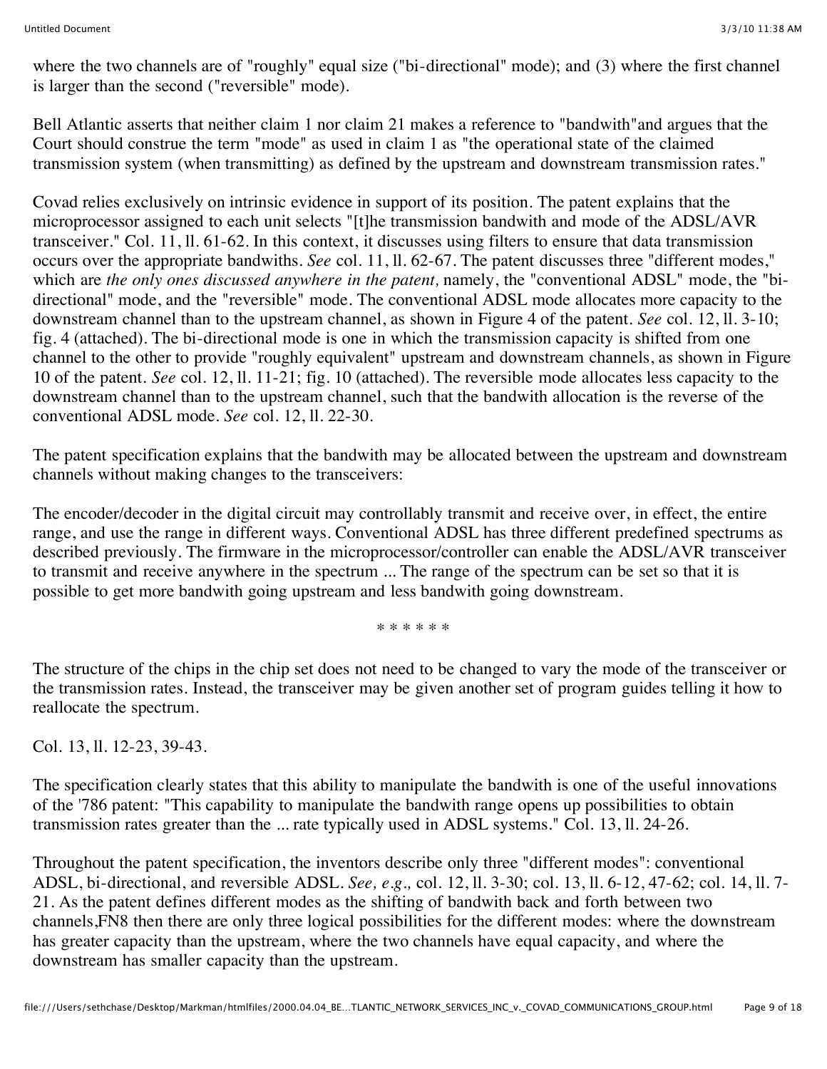where the two channels are of "roughly" equal size ("bi-directional" mode); and (3) where the first channel is larger than the second ("reversible" mode).

Bell Atlantic asserts that neither claim 1 nor claim 21 makes a reference to "bandwith"and argues that the Court should construe the term "mode" as used in claim 1 as "the operational state of the claimed transmission system (when transmitting) as defined by the upstream and downstream transmission rates."

Covad relies exclusively on intrinsic evidence in support of its position. The patent explains that the microprocessor assigned to each unit selects "[t]he transmission bandwith and mode of the ADSL/AVR transceiver." Col. 11, ll. 61-62. In this context, it discusses using filters to ensure that data transmission occurs over the appropriate bandwiths. *See* col. 11, ll. 62-67. The patent discusses three "different modes," which are *the only ones discussed anywhere in the patent,* namely, the "conventional ADSL" mode, the "bi-directional" mode, and the "reversible" mode. The conventional ADSL mode allocates more capacity to the downstream channel than to the upstream channel, as shown in Figure 4 of the patent. *See* col. 12, ll. 3-10; fig. 4 (attached). The bi-directional mode is one in which the transmission capacity is shifted from one channel to the other to provide "roughly equivalent" upstream and downstream channels, as shown in Figure 10 of the patent. *See* col. 12, ll. 11-21; fig. 10 (attached). The reversible mode allocates less capacity to the downstream channel than to the upstream channel, such that the bandwith allocation is the reverse of the conventional ADSL mode. *See* col. 12, ll. 22-30.

The patent specification explains that the bandwith may be allocated between the upstream and downstream channels without making changes to the transceivers:

The encoder/decoder in the digital circuit may controllably transmit and receive over, in effect, the entire range, and use the range in different ways. Conventional ADSL has three different predefined spectrums as described previously. The firmware in the microprocessor/controller can enable the ADSL/AVR transceiver to transmit and receive anywhere in the spectrum ... The range of the spectrum can be set so that it is possible to get more bandwith going upstream and less bandwith going downstream.

\* \* \* \* \* \*

The structure of the chips in the chip set does not need to be changed to vary the mode of the transceiver or the transmission rates. Instead, the transceiver may be given another set of program guides telling it how to reallocate the spectrum.

Col. 13, ll. 12-23, 39-43.

The specification clearly states that this ability to manipulate the bandwith is one of the useful innovations of the '786 patent: "This capability to manipulate the bandwith range opens up possibilities to obtain transmission rates greater than the ... rate typically used in ADSL systems." Col. 13, ll. 24-26.

Throughout the patent specification, the inventors describe only three "different modes": conventional ADSL, bi-directional, and reversible ADSL. *See, e.g.,* col. 12, ll. 3-30; col. 13, ll. 6-12, 47-62; col. 14, ll. 7-21. As the patent defines different modes as the shifting of bandwith back and forth between two channels,FN8 then there are only three logical possibilities for the different modes: where the downstream has greater capacity than the upstream, where the two channels have equal capacity, and where the downstream has smaller capacity than the upstream.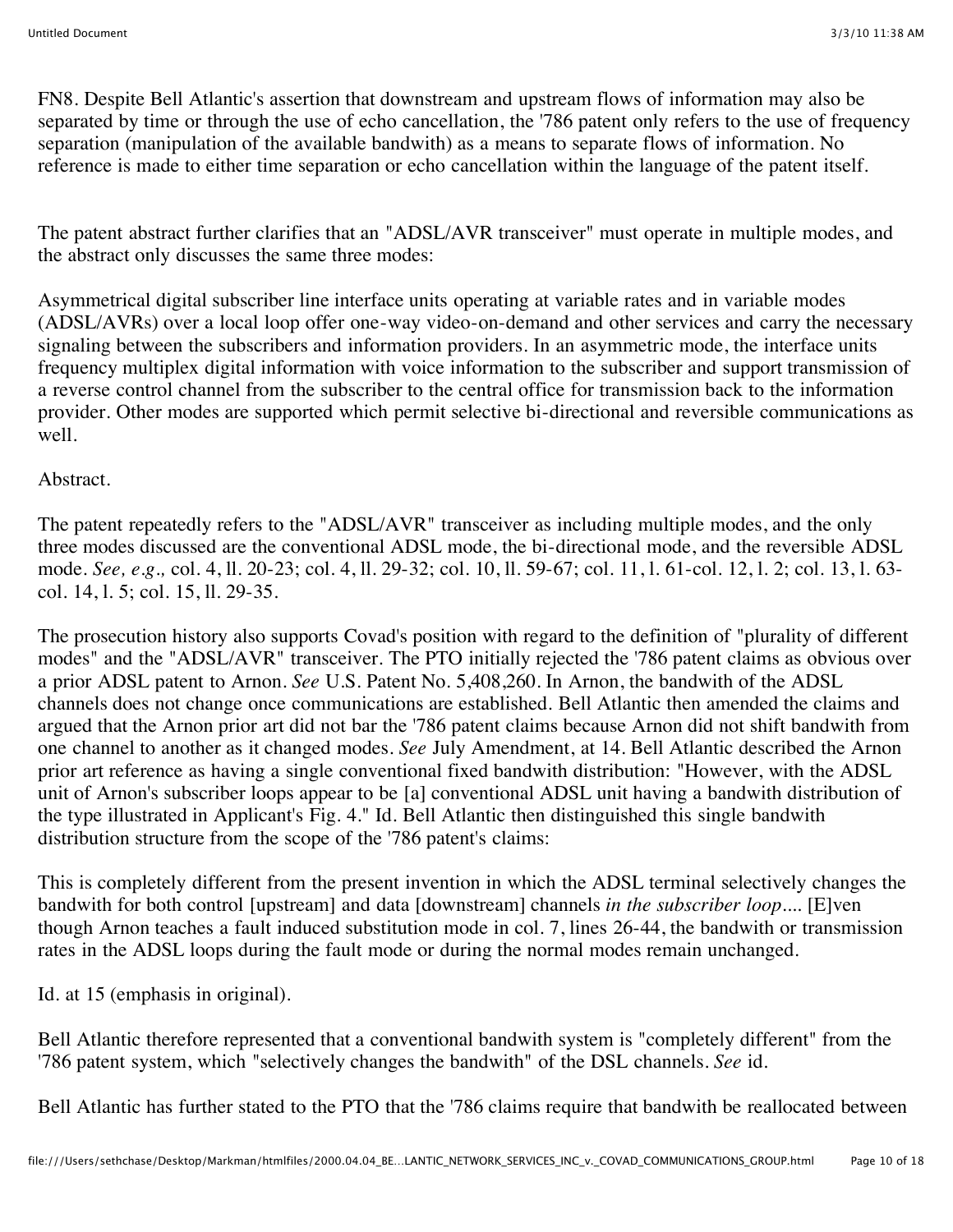FN8. Despite Bell Atlantic's assertion that downstream and upstream flows of information may also be separated by time or through the use of echo cancellation, the '786 patent only refers to the use of frequency separation (manipulation of the available bandwith) as a means to separate flows of information. No reference is made to either time separation or echo cancellation within the language of the patent itself.

The patent abstract further clarifies that an "ADSL/AVR transceiver" must operate in multiple modes, and the abstract only discusses the same three modes:

Asymmetrical digital subscriber line interface units operating at variable rates and in variable modes (ADSL/AVRs) over a local loop offer one-way video-on-demand and other services and carry the necessary signaling between the subscribers and information providers. In an asymmetric mode, the interface units frequency multiplex digital information with voice information to the subscriber and support transmission of a reverse control channel from the subscriber to the central office for transmission back to the information provider. Other modes are supported which permit selective bi-directional and reversible communications as well.

Abstract.

The patent repeatedly refers to the "ADSL/AVR" transceiver as including multiple modes, and the only three modes discussed are the conventional ADSL mode, the bi-directional mode, and the reversible ADSL mode. *See, e.g.,* col. 4, ll. 20-23; col. 4, ll. 29-32; col. 10, ll. 59-67; col. 11, l. 61-col. 12, l. 2; col. 13, l. 63-col. 14, l. 5; col. 15, ll. 29-35.

The prosecution history also supports Covad's position with regard to the definition of "plurality of different modes" and the "ADSL/AVR" transceiver. The PTO initially rejected the '786 patent claims as obvious over a prior ADSL patent to Arnon. *See* U.S. Patent No. 5,408,260. In Arnon, the bandwith of the ADSL channels does not change once communications are established. Bell Atlantic then amended the claims and argued that the Arnon prior art did not bar the '786 patent claims because Arnon did not shift bandwith from one channel to another as it changed modes. *See* July Amendment, at 14. Bell Atlantic described the Arnon prior art reference as having a single conventional fixed bandwith distribution: "However, with the ADSL unit of Arnon's subscriber loops appear to be [a] conventional ADSL unit having a bandwith distribution of the type illustrated in Applicant's Fig. 4." Id. Bell Atlantic then distinguished this single bandwith distribution structure from the scope of the '786 patent's claims:

This is completely different from the present invention in which the ADSL terminal selectively changes the bandwith for both control [upstream] and data [downstream] channels *in the subscriber loop*.... [E]ven though Arnon teaches a fault induced substitution mode in col. 7, lines 26-44, the bandwith or transmission rates in the ADSL loops during the fault mode or during the normal modes remain unchanged.

Id. at 15 (emphasis in original).

Bell Atlantic therefore represented that a conventional bandwith system is "completely different" from the '786 patent system, which "selectively changes the bandwith" of the DSL channels. *See* id.

Bell Atlantic has further stated to the PTO that the '786 claims require that bandwith be reallocated between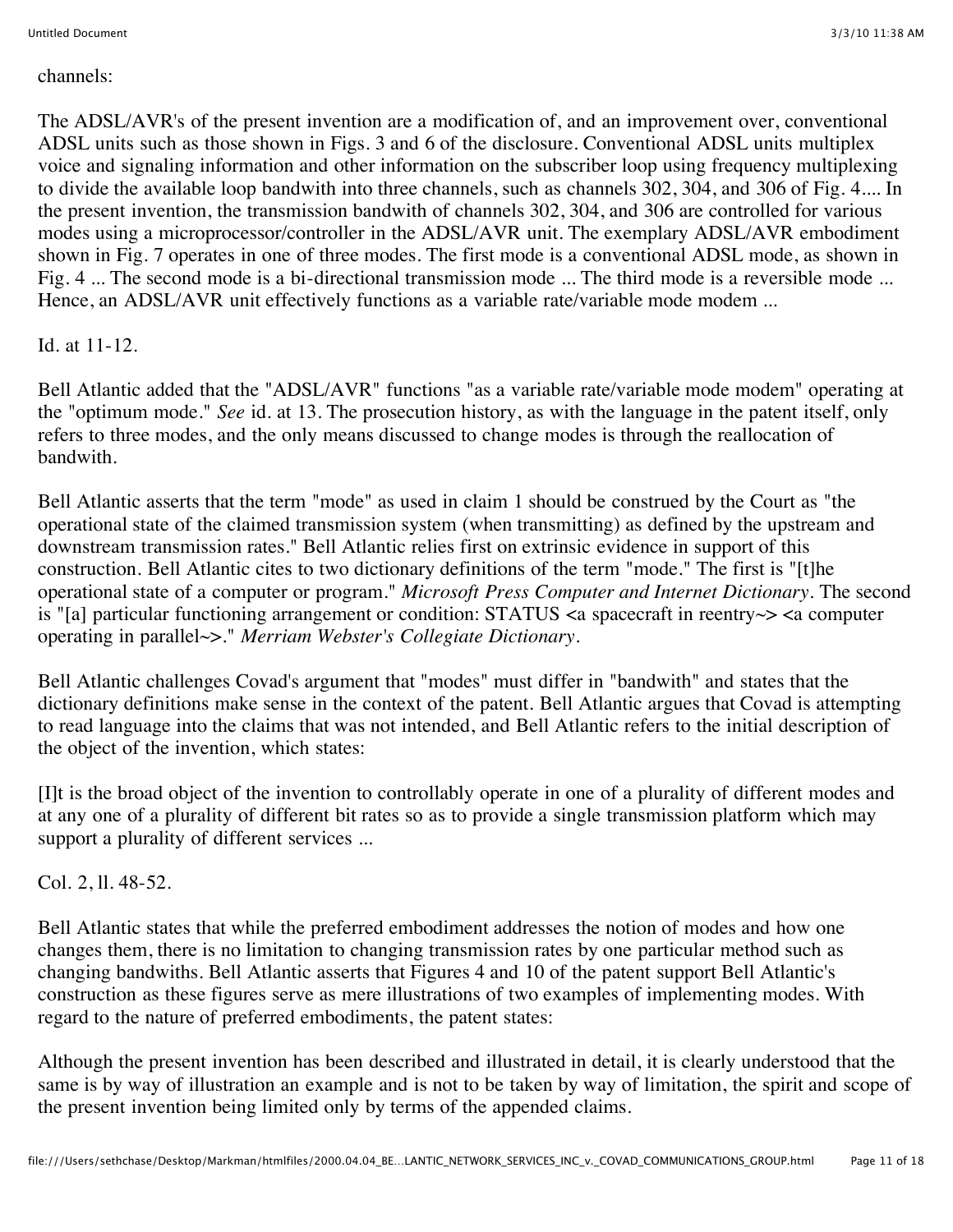channels:

The ADSL/AVR's of the present invention are a modification of, and an improvement over, conventional ADSL units such as those shown in Figs. 3 and 6 of the disclosure. Conventional ADSL units multiplex voice and signaling information and other information on the subscriber loop using frequency multiplexing to divide the available loop bandwith into three channels, such as channels 302, 304, and 306 of Fig. 4.... In the present invention, the transmission bandwith of channels 302, 304, and 306 are controlled for various modes using a microprocessor/controller in the ADSL/AVR unit. The exemplary ADSL/AVR embodiment shown in Fig. 7 operates in one of three modes. The first mode is a conventional ADSL mode, as shown in Fig. 4 ... The second mode is a bi-directional transmission mode ... The third mode is a reversible mode ... Hence, an ADSL/AVR unit effectively functions as a variable rate/variable mode modem ...

Id. at 11-12.

Bell Atlantic added that the "ADSL/AVR" functions "as a variable rate/variable mode modem" operating at the "optimum mode." *See* id. at 13. The prosecution history, as with the language in the patent itself, only refers to three modes, and the only means discussed to change modes is through the reallocation of bandwith.

Bell Atlantic asserts that the term "mode" as used in claim 1 should be construed by the Court as "the operational state of the claimed transmission system (when transmitting) as defined by the upstream and downstream transmission rates." Bell Atlantic relies first on extrinsic evidence in support of this construction. Bell Atlantic cites to two dictionary definitions of the term "mode." The first is "[t]he operational state of a computer or program." *Microsoft Press Computer and Internet Dictionary*. The second is "[a] particular functioning arrangement or condition: STATUS <a spacecraft in reentry~> <a computer operating in parallel~>." *Merriam Webster's Collegiate Dictionary*.

Bell Atlantic challenges Covad's argument that "modes" must differ in "bandwith" and states that the dictionary definitions make sense in the context of the patent. Bell Atlantic argues that Covad is attempting to read language into the claims that was not intended, and Bell Atlantic refers to the initial description of the object of the invention, which states:

[I]t is the broad object of the invention to controllably operate in one of a plurality of different modes and at any one of a plurality of different bit rates so as to provide a single transmission platform which may support a plurality of different services ...

Col. 2, ll. 48-52.

Bell Atlantic states that while the preferred embodiment addresses the notion of modes and how one changes them, there is no limitation to changing transmission rates by one particular method such as changing bandwiths. Bell Atlantic asserts that Figures 4 and 10 of the patent support Bell Atlantic's construction as these figures serve as mere illustrations of two examples of implementing modes. With regard to the nature of preferred embodiments, the patent states:

Although the present invention has been described and illustrated in detail, it is clearly understood that the same is by way of illustration an example and is not to be taken by way of limitation, the spirit and scope of the present invention being limited only by terms of the appended claims.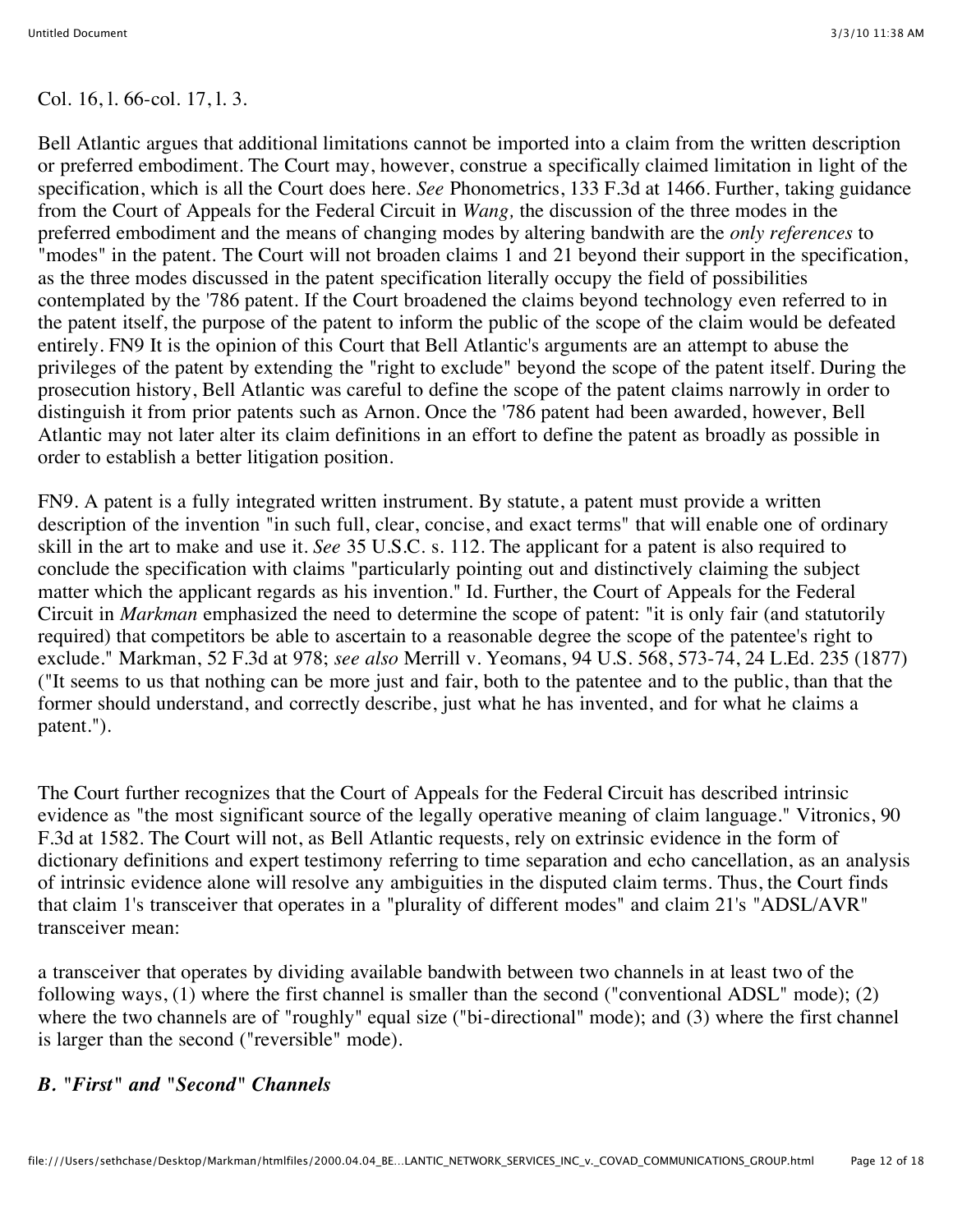Col. 16, l. 66-col. 17, l. 3.

Bell Atlantic argues that additional limitations cannot be imported into a claim from the written description or preferred embodiment. The Court may, however, construe a specifically claimed limitation in light of the specification, which is all the Court does here. *See* Phonometrics, 133 F.3d at 1466. Further, taking guidance from the Court of Appeals for the Federal Circuit in *Wang,* the discussion of the three modes in the preferred embodiment and the means of changing modes by altering bandwith are the *only references* to "modes" in the patent. The Court will not broaden claims 1 and 21 beyond their support in the specification, as the three modes discussed in the patent specification literally occupy the field of possibilities contemplated by the '786 patent. If the Court broadened the claims beyond technology even referred to in the patent itself, the purpose of the patent to inform the public of the scope of the claim would be defeated entirely. FN9 It is the opinion of this Court that Bell Atlantic's arguments are an attempt to abuse the privileges of the patent by extending the "right to exclude" beyond the scope of the patent itself. During the prosecution history, Bell Atlantic was careful to define the scope of the patent claims narrowly in order to distinguish it from prior patents such as Arnon. Once the '786 patent had been awarded, however, Bell Atlantic may not later alter its claim definitions in an effort to define the patent as broadly as possible in order to establish a better litigation position.

FN9. A patent is a fully integrated written instrument. By statute, a patent must provide a written description of the invention "in such full, clear, concise, and exact terms" that will enable one of ordinary skill in the art to make and use it. *See* 35 U.S.C. s. 112. The applicant for a patent is also required to conclude the specification with claims "particularly pointing out and distinctively claiming the subject matter which the applicant regards as his invention." Id. Further, the Court of Appeals for the Federal Circuit in *Markman* emphasized the need to determine the scope of patent: "it is only fair (and statutorily required) that competitors be able to ascertain to a reasonable degree the scope of the patentee's right to exclude." Markman, 52 F.3d at 978; *see also* Merrill v. Yeomans, 94 U.S. 568, 573-74, 24 L.Ed. 235 (1877) ("It seems to us that nothing can be more just and fair, both to the patentee and to the public, than that the former should understand, and correctly describe, just what he has invented, and for what he claims a patent.").

The Court further recognizes that the Court of Appeals for the Federal Circuit has described intrinsic evidence as "the most significant source of the legally operative meaning of claim language." Vitronics, 90 F.3d at 1582. The Court will not, as Bell Atlantic requests, rely on extrinsic evidence in the form of dictionary definitions and expert testimony referring to time separation and echo cancellation, as an analysis of intrinsic evidence alone will resolve any ambiguities in the disputed claim terms. Thus, the Court finds that claim 1's transceiver that operates in a "plurality of different modes" and claim 21's "ADSL/AVR" transceiver mean:

a transceiver that operates by dividing available bandwith between two channels in at least two of the following ways, (1) where the first channel is smaller than the second ("conventional ADSL" mode); (2) where the two channels are of "roughly" equal size ("bi-directional" mode); and (3) where the first channel is larger than the second ("reversible" mode).

### *B. "First" and "Second" Channels*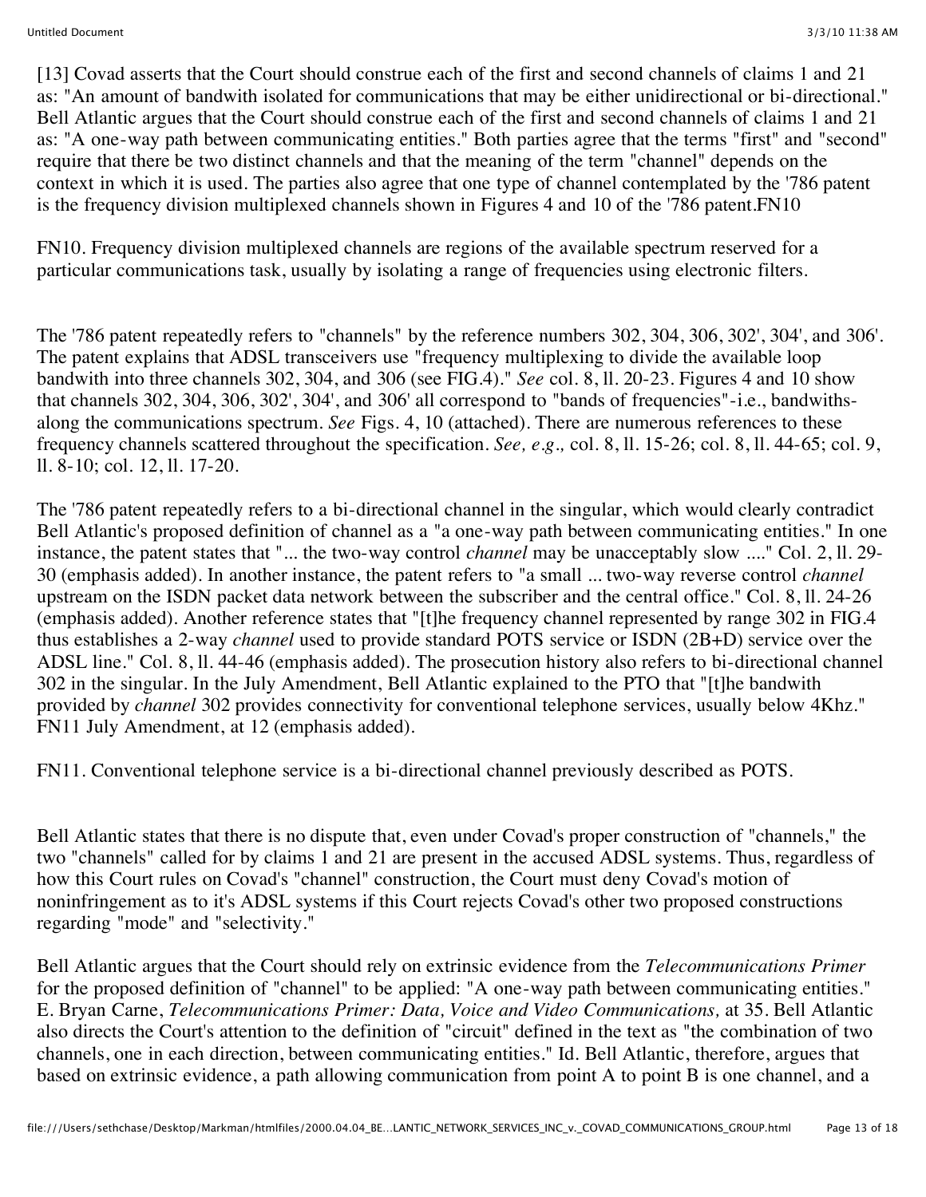[13] Covad asserts that the Court should construe each of the first and second channels of claims 1 and 21 as: "An amount of bandwith isolated for communications that may be either unidirectional or bi-directional." Bell Atlantic argues that the Court should construe each of the first and second channels of claims 1 and 21 as: "A one-way path between communicating entities." Both parties agree that the terms "first" and "second" require that there be two distinct channels and that the meaning of the term "channel" depends on the context in which it is used. The parties also agree that one type of channel contemplated by the '786 patent is the frequency division multiplexed channels shown in Figures 4 and 10 of the '786 patent.FN10

FN10. Frequency division multiplexed channels are regions of the available spectrum reserved for a particular communications task, usually by isolating a range of frequencies using electronic filters.

The '786 patent repeatedly refers to "channels" by the reference numbers 302, 304, 306, 302', 304', and 306'. The patent explains that ADSL transceivers use "frequency multiplexing to divide the available loop bandwith into three channels 302, 304, and 306 (see FIG.4)." *See* col. 8, ll. 20-23. Figures 4 and 10 show that channels 302, 304, 306, 302', 304', and 306' all correspond to "bands of frequencies"-i.e., bandwiths-along the communications spectrum. *See* Figs. 4, 10 (attached). There are numerous references to these frequency channels scattered throughout the specification. *See, e.g.,* col. 8, ll. 15-26; col. 8, ll. 44-65; col. 9, ll. 8-10; col. 12, ll. 17-20.

The '786 patent repeatedly refers to a bi-directional channel in the singular, which would clearly contradict Bell Atlantic's proposed definition of channel as a "a one-way path between communicating entities." In one instance, the patent states that "... the two-way control *channel* may be unacceptably slow ...." Col. 2, ll. 29-30 (emphasis added). In another instance, the patent refers to "a small ... two-way reverse control *channel* upstream on the ISDN packet data network between the subscriber and the central office." Col. 8, ll. 24-26 (emphasis added). Another reference states that "[t]he frequency channel represented by range 302 in FIG.4 thus establishes a 2-way *channel* used to provide standard POTS service or ISDN (2B+D) service over the ADSL line." Col. 8, ll. 44-46 (emphasis added). The prosecution history also refers to bi-directional channel 302 in the singular. In the July Amendment, Bell Atlantic explained to the PTO that "[t]he bandwith provided by *channel* 302 provides connectivity for conventional telephone services, usually below 4Khz." FN11 July Amendment, at 12 (emphasis added).

FN11. Conventional telephone service is a bi-directional channel previously described as POTS.

Bell Atlantic states that there is no dispute that, even under Covad's proper construction of "channels," the two "channels" called for by claims 1 and 21 are present in the accused ADSL systems. Thus, regardless of how this Court rules on Covad's "channel" construction, the Court must deny Covad's motion of noninfringement as to it's ADSL systems if this Court rejects Covad's other two proposed constructions regarding "mode" and "selectivity."

Bell Atlantic argues that the Court should rely on extrinsic evidence from the *Telecommunications Primer* for the proposed definition of "channel" to be applied: "A one-way path between communicating entities." E. Bryan Carne, *Telecommunications Primer: Data, Voice and Video Communications,* at 35. Bell Atlantic also directs the Court's attention to the definition of "circuit" defined in the text as "the combination of two channels, one in each direction, between communicating entities." Id. Bell Atlantic, therefore, argues that based on extrinsic evidence, a path allowing communication from point A to point B is one channel, and a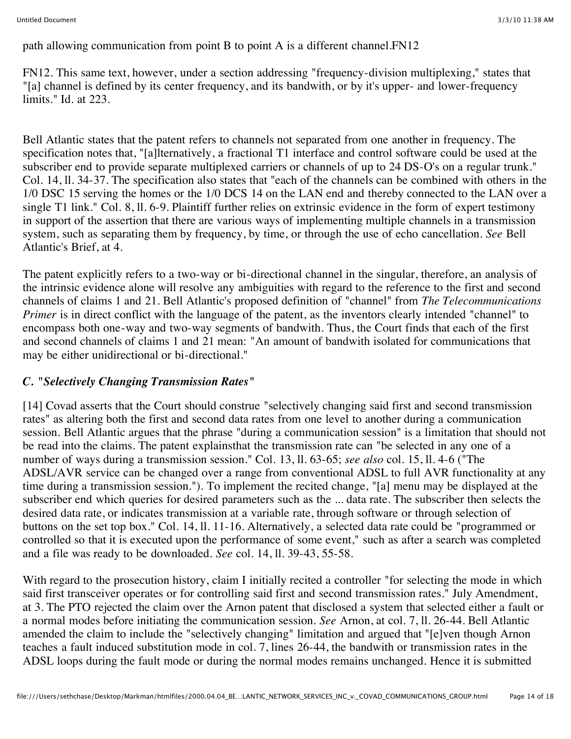path allowing communication from point B to point A is a different channel.FN12

FN12. This same text, however, under a section addressing "frequency-division multiplexing," states that "[a] channel is defined by its center frequency, and its bandwith, or by it's upper- and lower-frequency limits." Id. at 223.

Bell Atlantic states that the patent refers to channels not separated from one another in frequency. The specification notes that, "[a]lternatively, a fractional T1 interface and control software could be used at the subscriber end to provide separate multiplexed carriers or channels of up to 24 DS-O's on a regular trunk." Col. 14, ll. 34-37. The specification also states that "each of the channels can be combined with others in the 1/0 DSC 15 serving the homes or the 1/0 DCS 14 on the LAN end and thereby connected to the LAN over a single T1 link." Col. 8, ll. 6-9. Plaintiff further relies on extrinsic evidence in the form of expert testimony in support of the assertion that there are various ways of implementing multiple channels in a transmission system, such as separating them by frequency, by time, or through the use of echo cancellation. *See* Bell Atlantic's Brief, at 4.

The patent explicitly refers to a two-way or bi-directional channel in the singular, therefore, an analysis of the intrinsic evidence alone will resolve any ambiguities with regard to the reference to the first and second channels of claims 1 and 21. Bell Atlantic's proposed definition of "channel" from *The Telecommunications Primer* is in direct conflict with the language of the patent, as the inventors clearly intended "channel" to encompass both one-way and two-way segments of bandwith. Thus, the Court finds that each of the first and second channels of claims 1 and 21 mean: "An amount of bandwith isolated for communications that may be either unidirectional or bi-directional."

### *C. "Selectively Changing Transmission Rates"*

[14] Covad asserts that the Court should construe "selectively changing said first and second transmission rates" as altering both the first and second data rates from one level to another during a communication session. Bell Atlantic argues that the phrase "during a communication session" is a limitation that should not be read into the claims. The patent explainsthat the transmission rate can "be selected in any one of a number of ways during a transmission session." Col. 13, ll. 63-65; *see also* col. 15, ll. 4-6 ("The ADSL/AVR service can be changed over a range from conventional ADSL to full AVR functionality at any time during a transmission session."). To implement the recited change, "[a] menu may be displayed at the subscriber end which queries for desired parameters such as the ... data rate. The subscriber then selects the desired data rate, or indicates transmission at a variable rate, through software or through selection of buttons on the set top box." Col. 14, ll. 11-16. Alternatively, a selected data rate could be "programmed or controlled so that it is executed upon the performance of some event," such as after a search was completed and a file was ready to be downloaded. *See* col. 14, ll. 39-43, 55-58.

With regard to the prosecution history, claim I initially recited a controller "for selecting the mode in which said first transceiver operates or for controlling said first and second transmission rates." July Amendment, at 3. The PTO rejected the claim over the Arnon patent that disclosed a system that selected either a fault or a normal modes before initiating the communication session. *See* Arnon, at col. 7, ll. 26-44. Bell Atlantic amended the claim to include the "selectively changing" limitation and argued that "[e]ven though Arnon teaches a fault induced substitution mode in col. 7, lines 26-44, the bandwith or transmission rates in the ADSL loops during the fault mode or during the normal modes remains unchanged. Hence it is submitted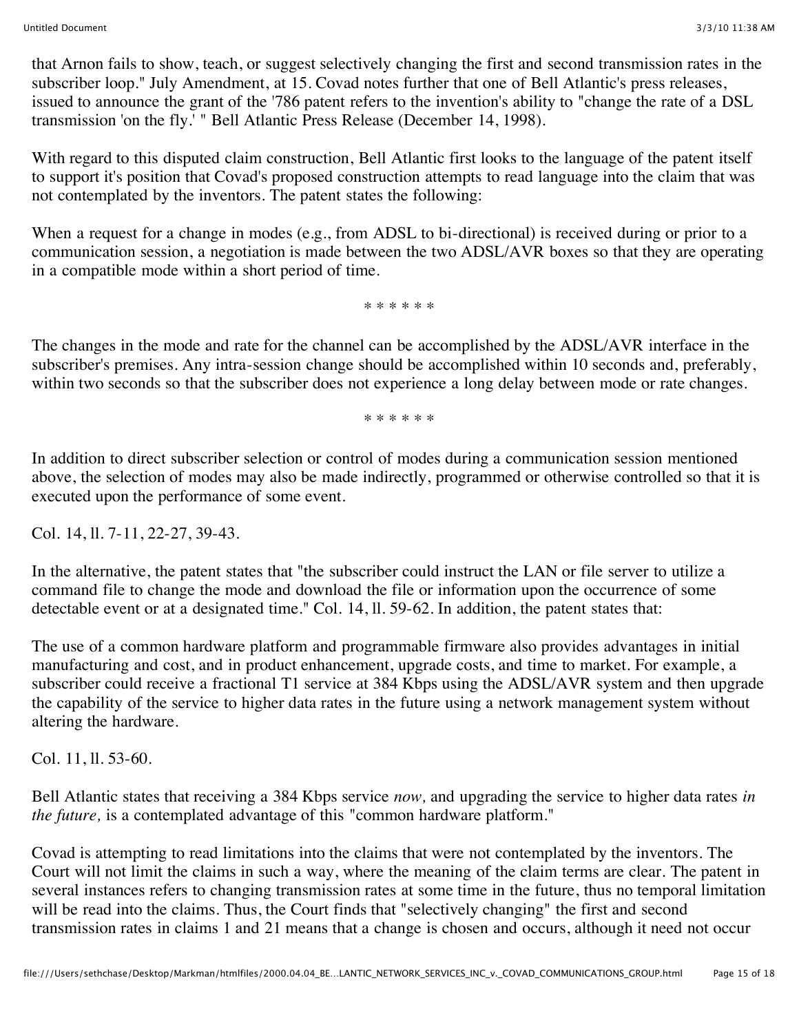that Arnon fails to show, teach, or suggest selectively changing the first and second transmission rates in the subscriber loop." July Amendment, at 15. Covad notes further that one of Bell Atlantic's press releases, issued to announce the grant of the '786 patent refers to the invention's ability to "change the rate of a DSL transmission 'on the fly.' " Bell Atlantic Press Release (December 14, 1998).

With regard to this disputed claim construction, Bell Atlantic first looks to the language of the patent itself to support it's position that Covad's proposed construction attempts to read language into the claim that was not contemplated by the inventors. The patent states the following:

When a request for a change in modes (e.g., from ADSL to bi-directional) is received during or prior to a communication session, a negotiation is made between the two ADSL/AVR boxes so that they are operating in a compatible mode within a short period of time.

\* \* \* \* \* \*

The changes in the mode and rate for the channel can be accomplished by the ADSL/AVR interface in the subscriber's premises. Any intra-session change should be accomplished within 10 seconds and, preferably, within two seconds so that the subscriber does not experience a long delay between mode or rate changes.

\* \* \* \* \* \*

In addition to direct subscriber selection or control of modes during a communication session mentioned above, the selection of modes may also be made indirectly, programmed or otherwise controlled so that it is executed upon the performance of some event.

Col. 14, ll. 7-11, 22-27, 39-43.

In the alternative, the patent states that "the subscriber could instruct the LAN or file server to utilize a command file to change the mode and download the file or information upon the occurrence of some detectable event or at a designated time." Col. 14, ll. 59-62. In addition, the patent states that:

The use of a common hardware platform and programmable firmware also provides advantages in initial manufacturing and cost, and in product enhancement, upgrade costs, and time to market. For example, a subscriber could receive a fractional T1 service at 384 Kbps using the ADSL/AVR system and then upgrade the capability of the service to higher data rates in the future using a network management system without altering the hardware.

Col. 11, ll. 53-60.

Bell Atlantic states that receiving a 384 Kbps service *now,* and upgrading the service to higher data rates *in the future,* is a contemplated advantage of this "common hardware platform."

Covad is attempting to read limitations into the claims that were not contemplated by the inventors. The Court will not limit the claims in such a way, where the meaning of the claim terms are clear. The patent in several instances refers to changing transmission rates at some time in the future, thus no temporal limitation will be read into the claims. Thus, the Court finds that "selectively changing" the first and second transmission rates in claims 1 and 21 means that a change is chosen and occurs, although it need not occur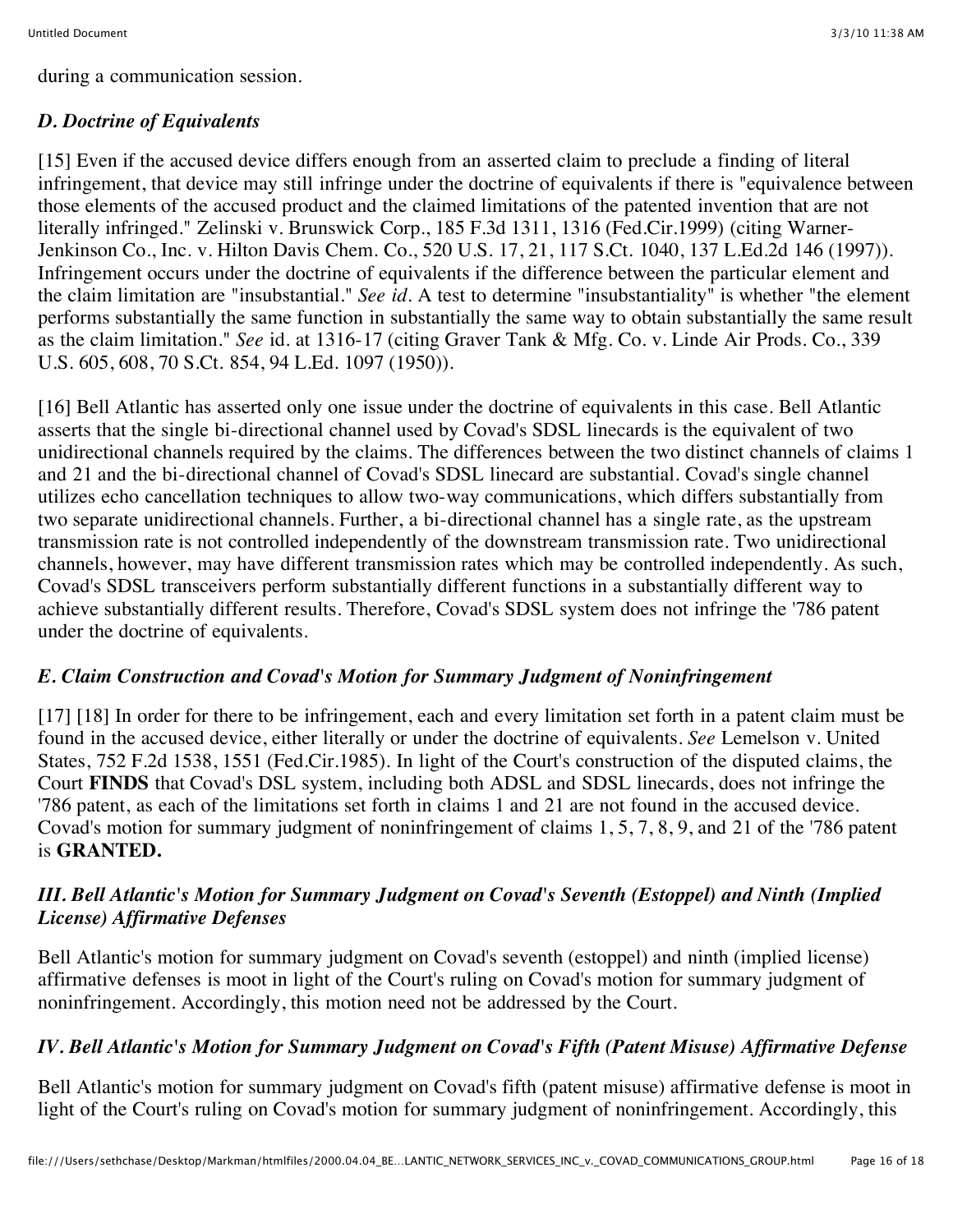during a communication session.

### *D. Doctrine of Equivalents*

[15] Even if the accused device differs enough from an asserted claim to preclude a finding of literal infringement, that device may still infringe under the doctrine of equivalents if there is "equivalence between those elements of the accused product and the claimed limitations of the patented invention that are not literally infringed." Zelinski v. Brunswick Corp., 185 F.3d 1311, 1316 (Fed.Cir.1999) (citing Warner-Jenkinson Co., Inc. v. Hilton Davis Chem. Co., 520 U.S. 17, 21, 117 S.Ct. 1040, 137 L.Ed.2d 146 (1997)). Infringement occurs under the doctrine of equivalents if the difference between the particular element and the claim limitation are "insubstantial." *See id.* A test to determine "insubstantiality" is whether "the element performs substantially the same function in substantially the same way to obtain substantially the same result as the claim limitation." *See* id. at 1316-17 (citing Graver Tank & Mfg. Co. v. Linde Air Prods. Co., 339 U.S. 605, 608, 70 S.Ct. 854, 94 L.Ed. 1097 (1950)).

[16] Bell Atlantic has asserted only one issue under the doctrine of equivalents in this case. Bell Atlantic asserts that the single bi-directional channel used by Covad's SDSL linecards is the equivalent of two unidirectional channels required by the claims. The differences between the two distinct channels of claims 1 and 21 and the bi-directional channel of Covad's SDSL linecard are substantial. Covad's single channel utilizes echo cancellation techniques to allow two-way communications, which differs substantially from two separate unidirectional channels. Further, a bi-directional channel has a single rate, as the upstream transmission rate is not controlled independently of the downstream transmission rate. Two unidirectional channels, however, may have different transmission rates which may be controlled independently. As such, Covad's SDSL transceivers perform substantially different functions in a substantially different way to achieve substantially different results. Therefore, Covad's SDSL system does not infringe the '786 patent under the doctrine of equivalents.

### *E. Claim Construction and Covad's Motion for Summary Judgment of Noninfringement*

[17] [18] In order for there to be infringement, each and every limitation set forth in a patent claim must be found in the accused device, either literally or under the doctrine of equivalents. *See* Lemelson v. United States, 752 F.2d 1538, 1551 (Fed.Cir.1985). In light of the Court's construction of the disputed claims, the Court **FINDS** that Covad's DSL system, including both ADSL and SDSL linecards, does not infringe the '786 patent, as each of the limitations set forth in claims 1 and 21 are not found in the accused device. Covad's motion for summary judgment of noninfringement of claims 1, 5, 7, 8, 9, and 21 of the '786 patent is **GRANTED.**

## *III. Bell Atlantic's Motion for Summary Judgment on Covad's Seventh (Estoppel) and Ninth (Implied License) Affirmative Defenses*

Bell Atlantic's motion for summary judgment on Covad's seventh (estoppel) and ninth (implied license) affirmative defenses is moot in light of the Court's ruling on Covad's motion for summary judgment of noninfringement. Accordingly, this motion need not be addressed by the Court.

## *IV. Bell Atlantic's Motion for Summary Judgment on Covad's Fifth (Patent Misuse) Affirmative Defense*

Bell Atlantic's motion for summary judgment on Covad's fifth (patent misuse) affirmative defense is moot in light of the Court's ruling on Covad's motion for summary judgment of noninfringement. Accordingly, this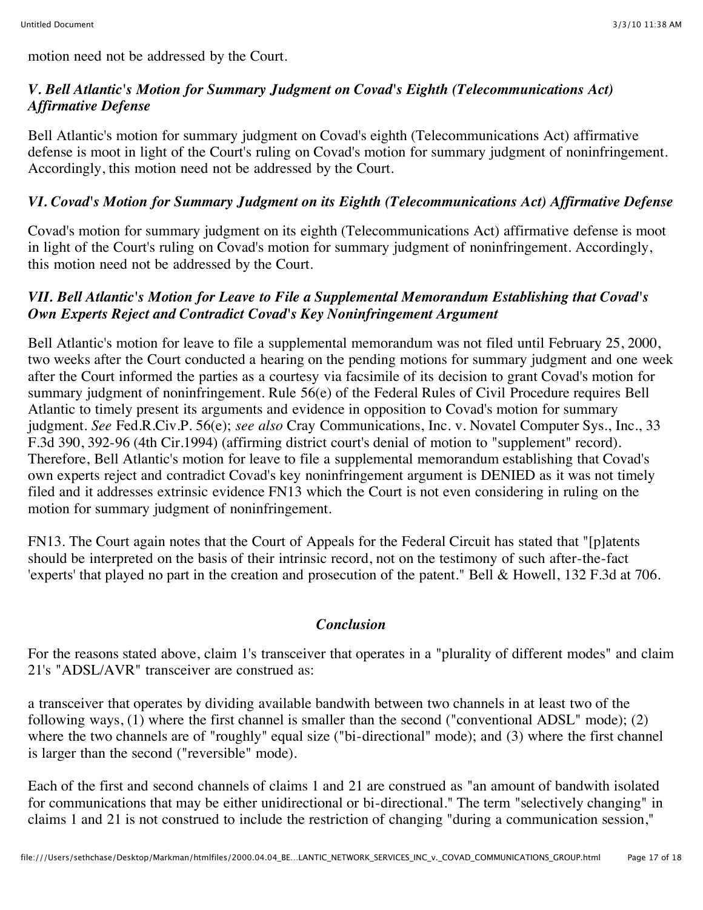motion need not be addressed by the Court.

### *V. Bell Atlantic's Motion for Summary Judgment on Covad's Eighth (Telecommunications Act) Affirmative Defense*

Bell Atlantic's motion for summary judgment on Covad's eighth (Telecommunications Act) affirmative defense is moot in light of the Court's ruling on Covad's motion for summary judgment of noninfringement. Accordingly, this motion need not be addressed by the Court.

### *VI. Covad's Motion for Summary Judgment on its Eighth (Telecommunications Act) Affirmative Defense*

Covad's motion for summary judgment on its eighth (Telecommunications Act) affirmative defense is moot in light of the Court's ruling on Covad's motion for summary judgment of noninfringement. Accordingly, this motion need not be addressed by the Court.

### *VII. Bell Atlantic's Motion for Leave to File a Supplemental Memorandum Establishing that Covad's Own Experts Reject and Contradict Covad's Key Noninfringement Argument*

Bell Atlantic's motion for leave to file a supplemental memorandum was not filed until February 25, 2000, two weeks after the Court conducted a hearing on the pending motions for summary judgment and one week after the Court informed the parties as a courtesy via facsimile of its decision to grant Covad's motion for summary judgment of noninfringement. Rule 56(e) of the Federal Rules of Civil Procedure requires Bell Atlantic to timely present its arguments and evidence in opposition to Covad's motion for summary judgment. *See* Fed.R.Civ.P. 56(e); *see also* Cray Communications, Inc. v. Novatel Computer Sys., Inc., 33 F.3d 390, 392-96 (4th Cir.1994) (affirming district court's denial of motion to "supplement" record). Therefore, Bell Atlantic's motion for leave to file a supplemental memorandum establishing that Covad's own experts reject and contradict Covad's key noninfringement argument is DENIED as it was not timely filed and it addresses extrinsic evidence FN13 which the Court is not even considering in ruling on the motion for summary judgment of noninfringement.

FN13. The Court again notes that the Court of Appeals for the Federal Circuit has stated that "[p]atents should be interpreted on the basis of their intrinsic record, not on the testimony of such after-the-fact 'experts' that played no part in the creation and prosecution of the patent." Bell & Howell, 132 F.3d at 706.

### *Conclusion*

For the reasons stated above, claim 1's transceiver that operates in a "plurality of different modes" and claim 21's "ADSL/AVR" transceiver are construed as:

a transceiver that operates by dividing available bandwith between two channels in at least two of the following ways, (1) where the first channel is smaller than the second ("conventional ADSL" mode); (2) where the two channels are of "roughly" equal size ("bi-directional" mode); and (3) where the first channel is larger than the second ("reversible" mode).

Each of the first and second channels of claims 1 and 21 are construed as "an amount of bandwith isolated for communications that may be either unidirectional or bi-directional." The term "selectively changing" in claims 1 and 21 is not construed to include the restriction of changing "during a communication session,"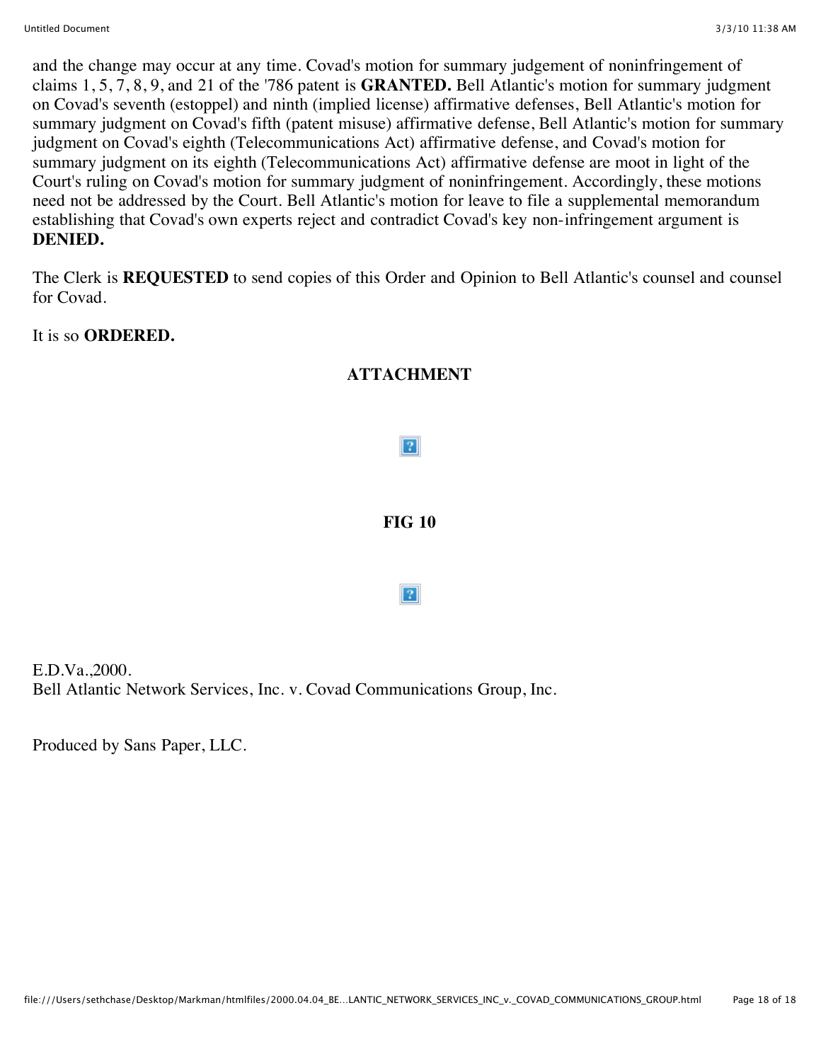and the change may occur at any time. Covad's motion for summary judgement of noninfringement of claims 1, 5, 7, 8, 9, and 21 of the '786 patent is **GRANTED.** Bell Atlantic's motion for summary judgment on Covad's seventh (estoppel) and ninth (implied license) affirmative defenses, Bell Atlantic's motion for summary judgment on Covad's fifth (patent misuse) affirmative defense, Bell Atlantic's motion for summary judgment on Covad's eighth (Telecommunications Act) affirmative defense, and Covad's motion for summary judgment on its eighth (Telecommunications Act) affirmative defense are moot in light of the Court's ruling on Covad's motion for summary judgment of noninfringement. Accordingly, these motions need not be addressed by the Court. Bell Atlantic's motion for leave to file a supplemental memorandum establishing that Covad's own experts reject and contradict Covad's key non-infringement argument is **DENIED.**

The Clerk is **REQUESTED** to send copies of this Order and Opinion to Bell Atlantic's counsel and counsel for Covad.

It is so **ORDERED.**

**ATTACHMENT**

**FIG 10**

E.D.Va.,2000.
Bell Atlantic Network Services, Inc. v. Covad Communications Group, Inc.

Produced by Sans Paper, LLC.